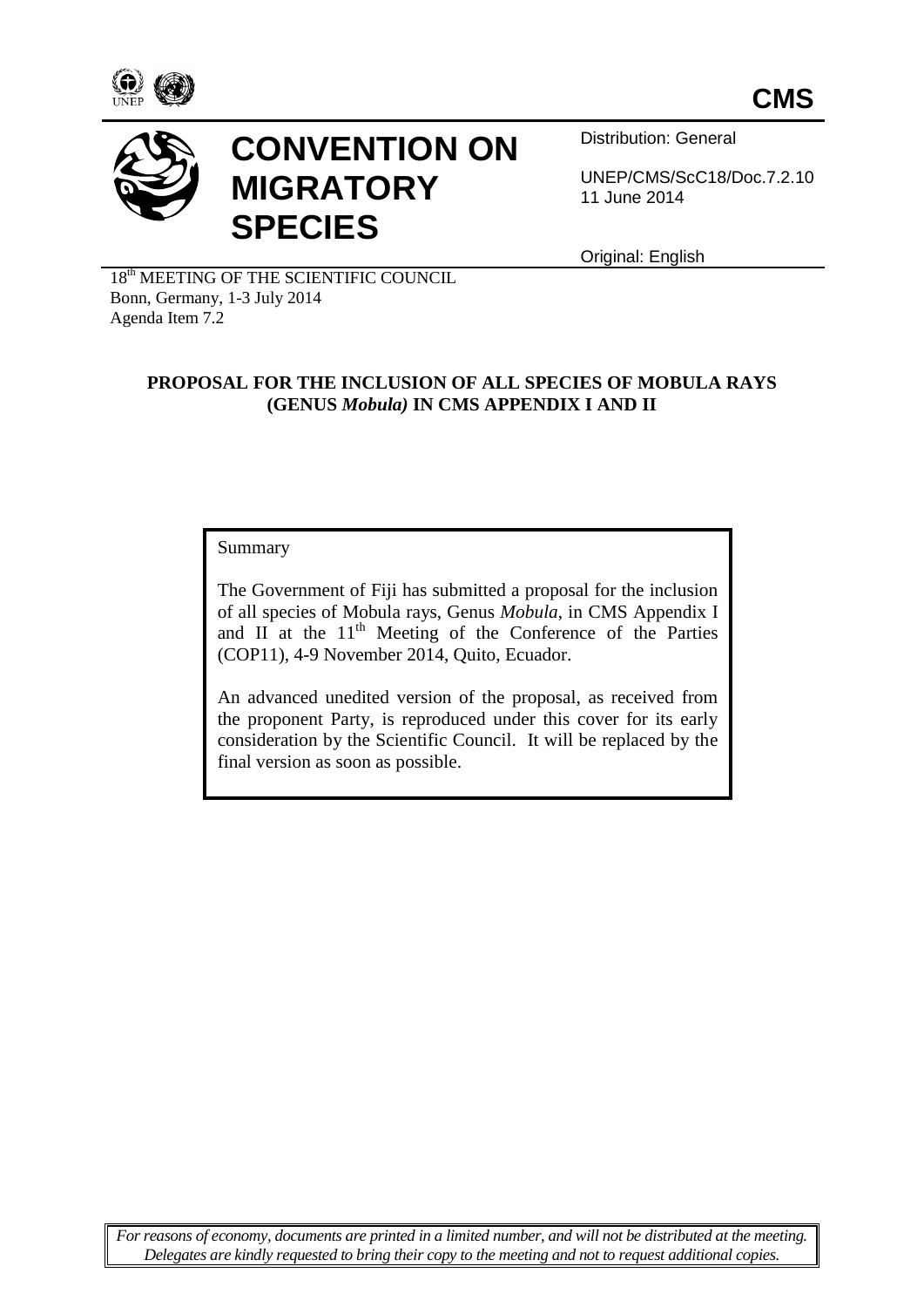**CMS**

# CONVENTION ON MIGRATORY SPECIES

Distribution: General

UNEP/CMS/ScC18/Doc.7.2.10
11 June 2014

Original: English

18th MEETING OF THE SCIENTIFIC COUNCIL
Bonn, Germany, 1-3 July 2014
Agenda Item 7.2

## PROPOSAL FOR THE INCLUSION OF ALL SPECIES OF MOBULA RAYS (GENUS *Mobula)* IN CMS APPENDIX I AND II

Summary

The Government of Fiji has submitted a proposal for the inclusion of all species of Mobula rays, Genus *Mobula*, in CMS Appendix I and II at the 11th Meeting of the Conference of the Parties (COP11), 4-9 November 2014, Quito, Ecuador.

An advanced unedited version of the proposal, as received from the proponent Party, is reproduced under this cover for its early consideration by the Scientific Council. It will be replaced by the final version as soon as possible.

*For reasons of economy, documents are printed in a limited number, and will not be distributed at the meeting. Delegates are kindly requested to bring their copy to the meeting and not to request additional copies.*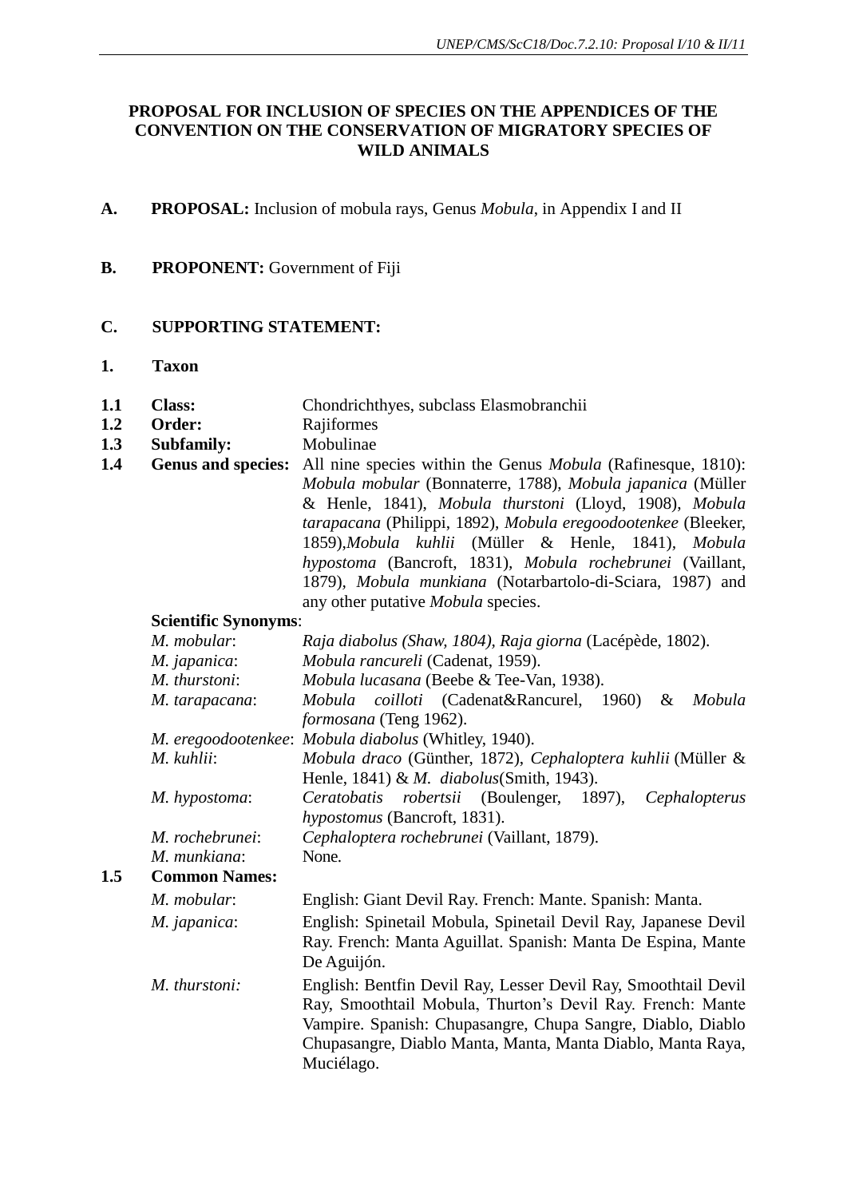**PROPOSAL FOR INCLUSION OF SPECIES ON THE APPENDICES OF THE CONVENTION ON THE CONSERVATION OF MIGRATORY SPECIES OF WILD ANIMALS**

**A. PROPOSAL:** Inclusion of mobula rays, Genus *Mobula*, in Appendix I and II

**B. PROPONENT:** Government of Fiji

**C. SUPPORTING STATEMENT:**

**1. Taxon**

**1.1 Class:** Chondrichthyes, subclass Elasmobranchii

**1.2 Order:** Rajiformes

**1.3 Subfamily:** Mobulinae

**1.4 Genus and species:** All nine species within the Genus *Mobula* (Rafinesque, 1810): *Mobula mobular* (Bonnaterre, 1788), *Mobula japanica* (Müller & Henle, 1841), *Mobula thurstoni* (Lloyd, 1908), *Mobula tarapacana* (Philippi, 1892), *Mobula eregoodootenkee* (Bleeker, 1859),*Mobula kuhlii* (Müller & Henle, 1841), *Mobula hypostoma* (Bancroft, 1831), *Mobula rochebrunei* (Vaillant, 1879), *Mobula munkiana* (Notarbartolo-di-Sciara, 1987) and any other putative *Mobula* species.

**Scientific Synonyms**:

| | |
|---|---|
| *M. mobular*: | *Raja diabolus (Shaw, 1804)*, *Raja giorna* (Lacépède, 1802). |
| *M. japanica*: | *Mobula rancureli* (Cadenat, 1959). |
| *M. thurstoni*: | *Mobula lucasana* (Beebe & Tee-Van, 1938). |
| *M. tarapacana*: | *Mobula coilloti* (Cadenat&Rancurel, 1960) & *Mobula formosana* (Teng 1962). |
| *M. eregoodootenkee*: | *Mobula diabolus* (Whitley, 1940). |
| *M. kuhlii*: | *Mobula draco* (Günther, 1872), *Cephaloptera kuhlii* (Müller & Henle, 1841) & *M. diabolus*(Smith, 1943). |
| *M. hypostoma*: | *Ceratobatis robertsii* (Boulenger, 1897), *Cephalopterus hypostomus* (Bancroft, 1831). |
| *M. rochebrunei*: | *Cephaloptera rochebrunei* (Vaillant, 1879). |
| *M. munkiana*: | None. |

**1.5 Common Names:**

| | |
|---|---|
| *M. mobular*: | English: Giant Devil Ray. French: Mante. Spanish: Manta. |
| *M. japanica*: | English: Spinetail Mobula, Spinetail Devil Ray, Japanese Devil Ray. French: Manta Aguillat. Spanish: Manta De Espina, Mante De Aguijón. |
| *M. thurstoni:* | English: Bentfin Devil Ray, Lesser Devil Ray, Smoothtail Devil Ray, Smoothtail Mobula, Thurton's Devil Ray. French: Mante Vampire. Spanish: Chupasangre, Chupa Sangre, Diablo, Diablo Chupasangre, Diablo Manta, Manta, Manta Diablo, Manta Raya, Muciélago. |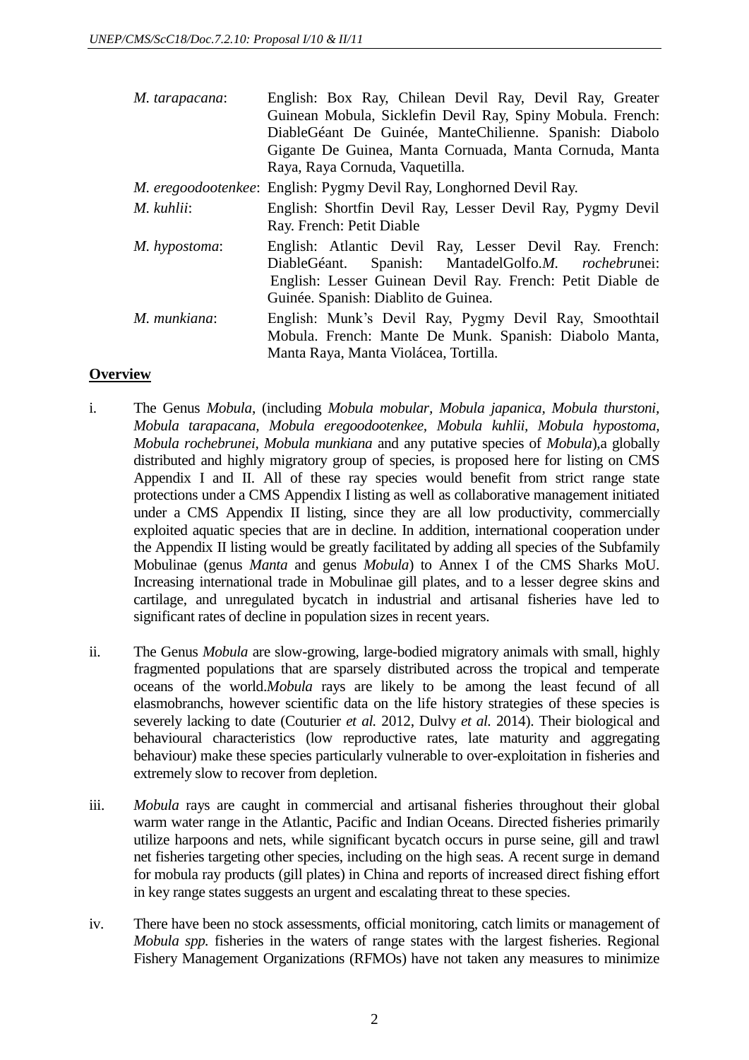| | |
|---|---|
| *M. tarapacana*: | English: Box Ray, Chilean Devil Ray, Devil Ray, Greater Guinean Mobula, Sicklefin Devil Ray, Spiny Mobula. French: DiableGéant De Guinée, ManteChilienne. Spanish: Diabolo Gigante De Guinea, Manta Cornuada, Manta Cornuda, Manta Raya, Raya Cornuda, Vaquetilla. |
| *M. eregoodootenkee*: | English: Pygmy Devil Ray, Longhorned Devil Ray. |
| *M. kuhlii*: | English: Shortfin Devil Ray, Lesser Devil Ray, Pygmy Devil Ray. French: Petit Diable |
| *M. hypostoma*: | English: Atlantic Devil Ray, Lesser Devil Ray. French: DiableGéant. Spanish: MantadelGolfo.*M. rochebru*nei: English: Lesser Guinean Devil Ray. French: Petit Diable de Guinée. Spanish: Diablito de Guinea. |
| *M. munkiana*: | English: Munk's Devil Ray, Pygmy Devil Ray, Smoothtail Mobula. French: Mante De Munk. Spanish: Diabolo Manta, Manta Raya, Manta Violácea, Tortilla. |

**Overview**

i. The Genus *Mobula*, (including *Mobula mobular, Mobula japanica, Mobula thurstoni, Mobula tarapacana, Mobula eregoodootenkee, Mobula kuhlii, Mobula hypostoma, Mobula rochebrunei, Mobula munkiana* and any putative species of *Mobula*),a globally distributed and highly migratory group of species, is proposed here for listing on CMS Appendix I and II. All of these ray species would benefit from strict range state protections under a CMS Appendix I listing as well as collaborative management initiated under a CMS Appendix II listing, since they are all low productivity, commercially exploited aquatic species that are in decline. In addition, international cooperation under the Appendix II listing would be greatly facilitated by adding all species of the Subfamily Mobulinae (genus *Manta* and genus *Mobula*) to Annex I of the CMS Sharks MoU. Increasing international trade in Mobulinae gill plates, and to a lesser degree skins and cartilage, and unregulated bycatch in industrial and artisanal fisheries have led to significant rates of decline in population sizes in recent years.

ii. The Genus *Mobula* are slow-growing, large-bodied migratory animals with small, highly fragmented populations that are sparsely distributed across the tropical and temperate oceans of the world.*Mobula* rays are likely to be among the least fecund of all elasmobranchs, however scientific data on the life history strategies of these species is severely lacking to date (Couturier *et al.* 2012, Dulvy *et al.* 2014). Their biological and behavioural characteristics (low reproductive rates, late maturity and aggregating behaviour) make these species particularly vulnerable to over-exploitation in fisheries and extremely slow to recover from depletion.

iii. *Mobula* rays are caught in commercial and artisanal fisheries throughout their global warm water range in the Atlantic, Pacific and Indian Oceans. Directed fisheries primarily utilize harpoons and nets, while significant bycatch occurs in purse seine, gill and trawl net fisheries targeting other species, including on the high seas. A recent surge in demand for mobula ray products (gill plates) in China and reports of increased direct fishing effort in key range states suggests an urgent and escalating threat to these species.

iv. There have been no stock assessments, official monitoring, catch limits or management of *Mobula spp.* fisheries in the waters of range states with the largest fisheries. Regional Fishery Management Organizations (RFMOs) have not taken any measures to minimize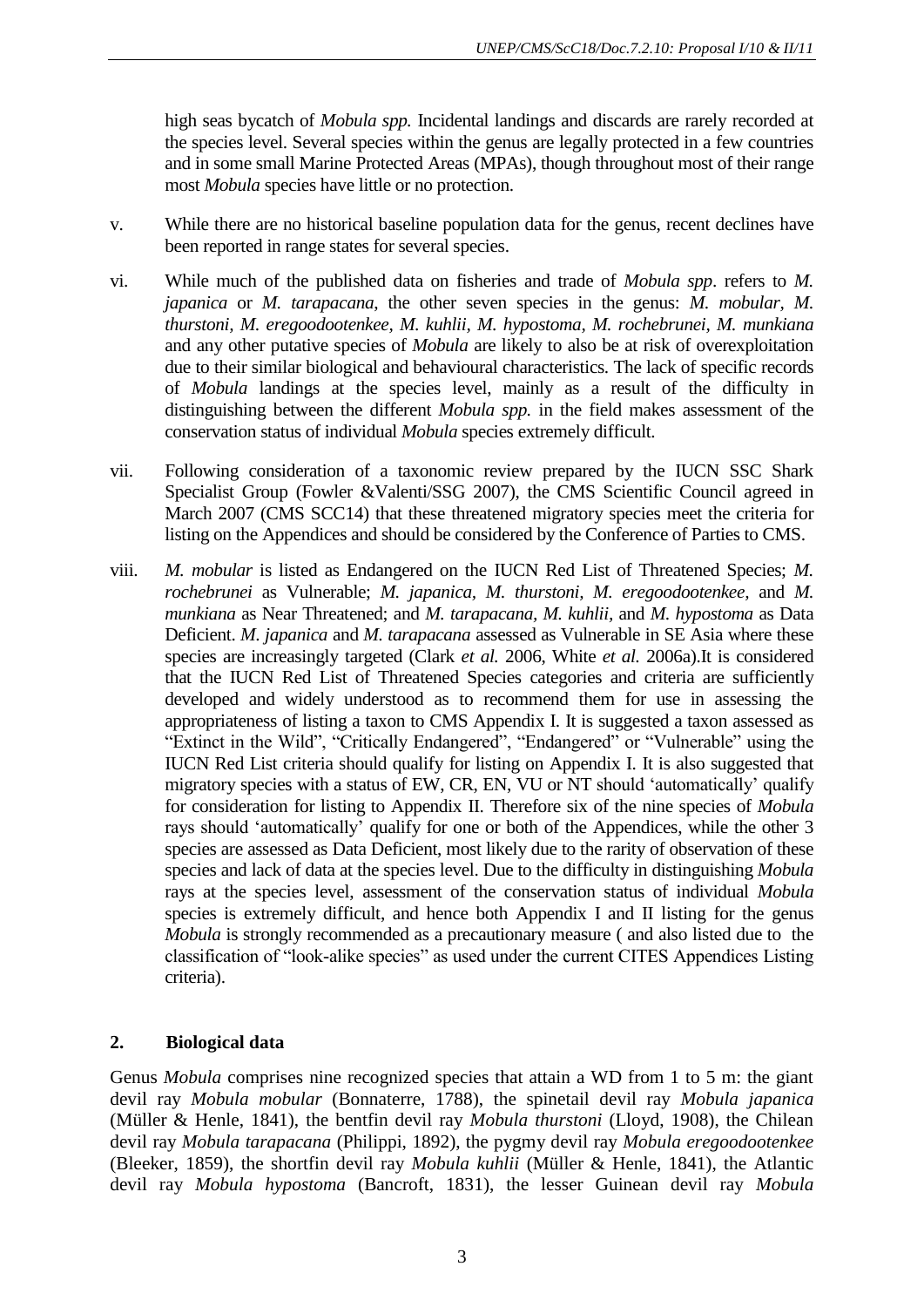high seas bycatch of *Mobula spp.* Incidental landings and discards are rarely recorded at the species level. Several species within the genus are legally protected in a few countries and in some small Marine Protected Areas (MPAs), though throughout most of their range most *Mobula* species have little or no protection.

v. While there are no historical baseline population data for the genus, recent declines have been reported in range states for several species.

vi. While much of the published data on fisheries and trade of *Mobula spp*. refers to *M. japanica* or *M. tarapacana*, the other seven species in the genus: *M. mobular, M. thurstoni, M. eregoodootenkee, M. kuhlii, M. hypostoma, M. rochebrunei, M. munkiana* and any other putative species of *Mobula* are likely to also be at risk of overexploitation due to their similar biological and behavioural characteristics. The lack of specific records of *Mobula* landings at the species level, mainly as a result of the difficulty in distinguishing between the different *Mobula spp.* in the field makes assessment of the conservation status of individual *Mobula* species extremely difficult.

vii. Following consideration of a taxonomic review prepared by the IUCN SSC Shark Specialist Group (Fowler &Valenti/SSG 2007), the CMS Scientific Council agreed in March 2007 (CMS SCC14) that these threatened migratory species meet the criteria for listing on the Appendices and should be considered by the Conference of Parties to CMS.

viii. *M. mobular* is listed as Endangered on the IUCN Red List of Threatened Species; *M. rochebrunei* as Vulnerable; *M. japanica, M. thurstoni, M. eregoodootenkee*, and *M. munkiana* as Near Threatened; and *M. tarapacana, M. kuhlii*, and *M. hypostoma* as Data Deficient. *M. japanica* and *M. tarapacana* assessed as Vulnerable in SE Asia where these species are increasingly targeted (Clark *et al.* 2006, White *et al.* 2006a).It is considered that the IUCN Red List of Threatened Species categories and criteria are sufficiently developed and widely understood as to recommend them for use in assessing the appropriateness of listing a taxon to CMS Appendix I. It is suggested a taxon assessed as "Extinct in the Wild", "Critically Endangered", "Endangered" or "Vulnerable" using the IUCN Red List criteria should qualify for listing on Appendix I. It is also suggested that migratory species with a status of EW, CR, EN, VU or NT should 'automatically' qualify for consideration for listing to Appendix II. Therefore six of the nine species of *Mobula* rays should 'automatically' qualify for one or both of the Appendices, while the other 3 species are assessed as Data Deficient, most likely due to the rarity of observation of these species and lack of data at the species level. Due to the difficulty in distinguishing *Mobula* rays at the species level, assessment of the conservation status of individual *Mobula* species is extremely difficult, and hence both Appendix I and II listing for the genus *Mobula* is strongly recommended as a precautionary measure ( and also listed due to the classification of "look-alike species" as used under the current CITES Appendices Listing criteria).

## 2. Biological data

Genus *Mobula* comprises nine recognized species that attain a WD from 1 to 5 m: the giant devil ray *Mobula mobular* (Bonnaterre, 1788), the spinetail devil ray *Mobula japanica* (Müller & Henle, 1841), the bentfin devil ray *Mobula thurstoni* (Lloyd, 1908), the Chilean devil ray *Mobula tarapacana* (Philippi, 1892), the pygmy devil ray *Mobula eregoodootenkee* (Bleeker, 1859), the shortfin devil ray *Mobula kuhlii* (Müller & Henle, 1841), the Atlantic devil ray *Mobula hypostoma* (Bancroft, 1831), the lesser Guinean devil ray *Mobula*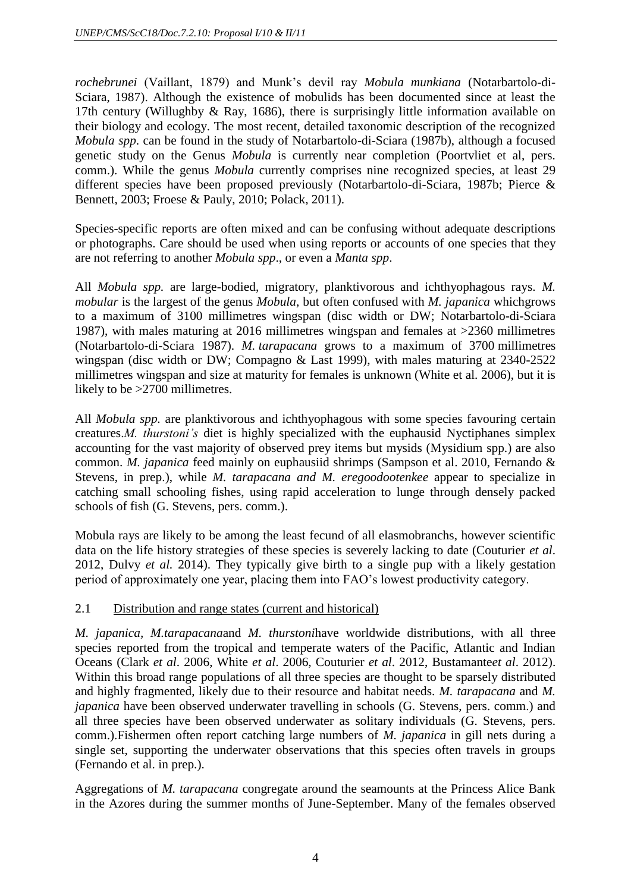*rochebrunei* (Vaillant, 1879) and Munk's devil ray *Mobula munkiana* (Notarbartolo-di-Sciara, 1987). Although the existence of mobulids has been documented since at least the 17th century (Willughby & Ray, 1686), there is surprisingly little information available on their biology and ecology. The most recent, detailed taxonomic description of the recognized *Mobula spp*. can be found in the study of Notarbartolo-di-Sciara (1987b), although a focused genetic study on the Genus *Mobula* is currently near completion (Poortvliet et al, pers. comm.). While the genus *Mobula* currently comprises nine recognized species, at least 29 different species have been proposed previously (Notarbartolo-di-Sciara, 1987b; Pierce & Bennett, 2003; Froese & Pauly, 2010; Polack, 2011).

Species-specific reports are often mixed and can be confusing without adequate descriptions or photographs. Care should be used when using reports or accounts of one species that they are not referring to another *Mobula spp*., or even a *Manta spp*.

All *Mobula spp.* are large-bodied, migratory, planktivorous and ichthyophagous rays. *M. mobular* is the largest of the genus *Mobula*, but often confused with *M. japanica* whichgrows to a maximum of 3100 millimetres wingspan (disc width or DW; Notarbartolo-di-Sciara 1987), with males maturing at 2016 millimetres wingspan and females at >2360 millimetres (Notarbartolo-di-Sciara 1987). *M. tarapacana* grows to a maximum of 3700 millimetres wingspan (disc width or DW; Compagno & Last 1999), with males maturing at 2340-2522 millimetres wingspan and size at maturity for females is unknown (White et al. 2006), but it is likely to be >2700 millimetres.

All *Mobula spp.* are planktivorous and ichthyophagous with some species favouring certain creatures.*M. thurstoni's* diet is highly specialized with the euphausid Nyctiphanes simplex accounting for the vast majority of observed prey items but mysids (Mysidium spp.) are also common. *M. japanica* feed mainly on euphausiid shrimps (Sampson et al. 2010, Fernando & Stevens, in prep.), while *M. tarapacana and M. eregoodootenkee* appear to specialize in catching small schooling fishes, using rapid acceleration to lunge through densely packed schools of fish (G. Stevens, pers. comm.).

Mobula rays are likely to be among the least fecund of all elasmobranchs, however scientific data on the life history strategies of these species is severely lacking to date (Couturier *et al*. 2012, Dulvy *et al.* 2014). They typically give birth to a single pup with a likely gestation period of approximately one year, placing them into FAO's lowest productivity category.

## 2.1 Distribution and range states (current and historical)

*M. japanica, M.tarapacana*and *M. thurstoni*have worldwide distributions, with all three species reported from the tropical and temperate waters of the Pacific, Atlantic and Indian Oceans (Clark *et al*. 2006, White *et al*. 2006, Couturier *et al*. 2012, Bustamante*et al*. 2012). Within this broad range populations of all three species are thought to be sparsely distributed and highly fragmented, likely due to their resource and habitat needs. *M. tarapacana* and *M. japanica* have been observed underwater travelling in schools (G. Stevens, pers. comm.) and all three species have been observed underwater as solitary individuals (G. Stevens, pers. comm.).Fishermen often report catching large numbers of *M. japanica* in gill nets during a single set, supporting the underwater observations that this species often travels in groups (Fernando et al. in prep.).

Aggregations of *M. tarapacana* congregate around the seamounts at the Princess Alice Bank in the Azores during the summer months of June-September. Many of the females observed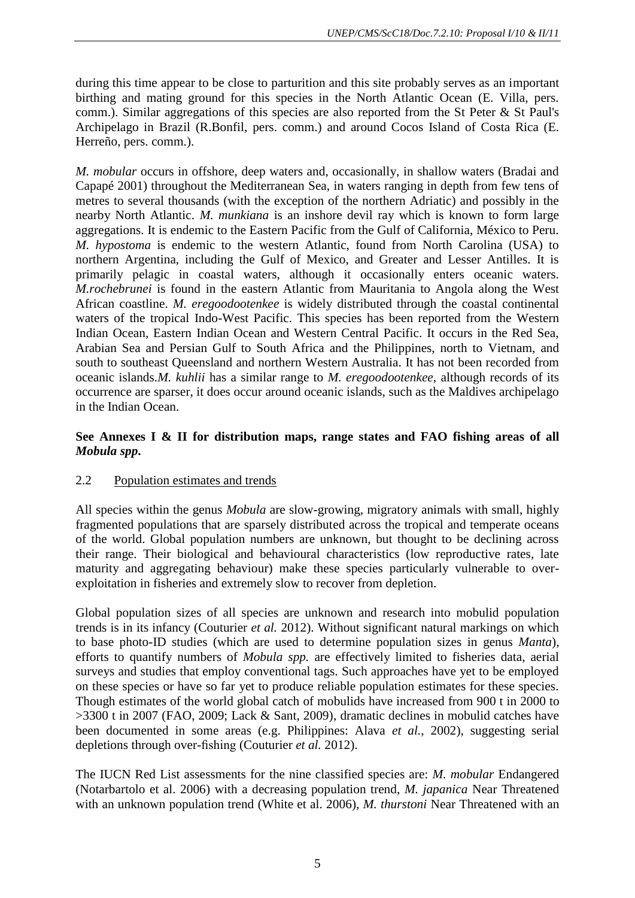during this time appear to be close to parturition and this site probably serves as an important birthing and mating ground for this species in the North Atlantic Ocean (E. Villa, pers. comm.). Similar aggregations of this species are also reported from the St Peter & St Paul's Archipelago in Brazil (R.Bonfil, pers. comm.) and around Cocos Island of Costa Rica (E. Herreño, pers. comm.).

*M. mobular* occurs in offshore, deep waters and, occasionally, in shallow waters (Bradai and Capapé 2001) throughout the Mediterranean Sea, in waters ranging in depth from few tens of metres to several thousands (with the exception of the northern Adriatic) and possibly in the nearby North Atlantic. *M. munkiana* is an inshore devil ray which is known to form large aggregations. It is endemic to the Eastern Pacific from the Gulf of California, México to Peru. *M. hypostoma* is endemic to the western Atlantic, found from North Carolina (USA) to northern Argentina, including the Gulf of Mexico, and Greater and Lesser Antilles. It is primarily pelagic in coastal waters, although it occasionally enters oceanic waters. *M.rochebrunei* is found in the eastern Atlantic from Mauritania to Angola along the West African coastline. *M. eregoodootenkee* is widely distributed through the coastal continental waters of the tropical Indo-West Pacific. This species has been reported from the Western Indian Ocean, Eastern Indian Ocean and Western Central Pacific. It occurs in the Red Sea, Arabian Sea and Persian Gulf to South Africa and the Philippines, north to Vietnam, and south to southeast Queensland and northern Western Australia. It has not been recorded from oceanic islands.*M. kuhlii* has a similar range to *M. eregoodootenkee*, although records of its occurrence are sparser, it does occur around oceanic islands, such as the Maldives archipelago in the Indian Ocean.

**See Annexes I & II for distribution maps, range states and FAO fishing areas of all *Mobula spp*.**

## 2.2 Population estimates and trends

All species within the genus *Mobula* are slow-growing, migratory animals with small, highly fragmented populations that are sparsely distributed across the tropical and temperate oceans of the world. Global population numbers are unknown, but thought to be declining across their range. Their biological and behavioural characteristics (low reproductive rates, late maturity and aggregating behaviour) make these species particularly vulnerable to over-exploitation in fisheries and extremely slow to recover from depletion.

Global population sizes of all species are unknown and research into mobulid population trends is in its infancy (Couturier *et al.* 2012). Without significant natural markings on which to base photo-ID studies (which are used to determine population sizes in genus *Manta*), efforts to quantify numbers of *Mobula spp.* are effectively limited to fisheries data, aerial surveys and studies that employ conventional tags. Such approaches have yet to be employed on these species or have so far yet to produce reliable population estimates for these species. Though estimates of the world global catch of mobulids have increased from 900 t in 2000 to >3300 t in 2007 (FAO, 2009; Lack & Sant, 2009), dramatic declines in mobulid catches have been documented in some areas (e.g. Philippines: Alava *et al.*, 2002), suggesting serial depletions through over-fishing (Couturier *et al.* 2012).

The IUCN Red List assessments for the nine classified species are: *M. mobular* Endangered (Notarbartolo et al. 2006) with a decreasing population trend, *M. japanica* Near Threatened with an unknown population trend (White et al. 2006), *M. thurstoni* Near Threatened with an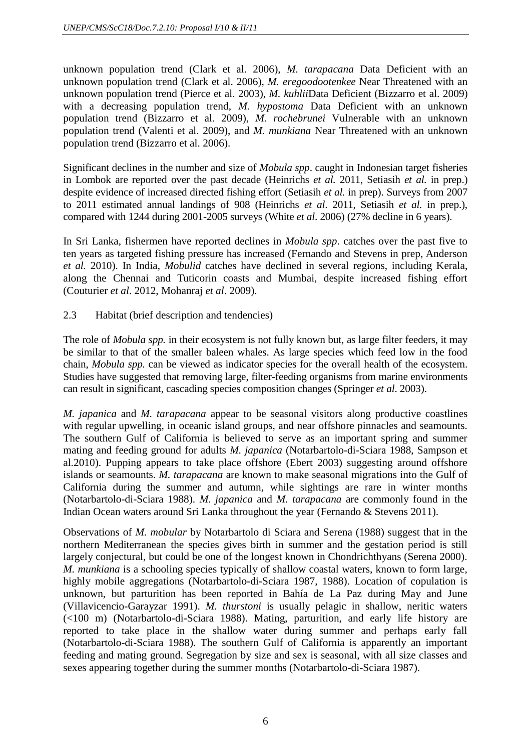unknown population trend (Clark et al. 2006), *M. tarapacana* Data Deficient with an unknown population trend (Clark et al. 2006), *M. eregoodootenkee* Near Threatened with an unknown population trend (Pierce et al. 2003), *M. kuhlii*Data Deficient (Bizzarro et al. 2009) with a decreasing population trend, *M. hypostoma* Data Deficient with an unknown population trend (Bizzarro et al. 2009), *M. rochebrunei* Vulnerable with an unknown population trend (Valenti et al. 2009), and *M. munkiana* Near Threatened with an unknown population trend (Bizzarro et al. 2006).

Significant declines in the number and size of *Mobula spp*. caught in Indonesian target fisheries in Lombok are reported over the past decade (Heinrichs *et al.* 2011, Setiasih *et al.* in prep.) despite evidence of increased directed fishing effort (Setiasih *et al.* in prep). Surveys from 2007 to 2011 estimated annual landings of 908 (Heinrichs *et al*. 2011, Setiasih *et al.* in prep.), compared with 1244 during 2001-2005 surveys (White *et al*. 2006) (27% decline in 6 years).

In Sri Lanka, fishermen have reported declines in *Mobula spp*. catches over the past five to ten years as targeted fishing pressure has increased (Fernando and Stevens in prep, Anderson *et al.* 2010). In India, *Mobulid* catches have declined in several regions, including Kerala, along the Chennai and Tuticorin coasts and Mumbai, despite increased fishing effort (Couturier *et al*. 2012, Mohanraj *et al*. 2009).

## 2.3 Habitat (brief description and tendencies)

The role of *Mobula spp.* in their ecosystem is not fully known but, as large filter feeders, it may be similar to that of the smaller baleen whales. As large species which feed low in the food chain, *Mobula spp.* can be viewed as indicator species for the overall health of the ecosystem. Studies have suggested that removing large, filter-feeding organisms from marine environments can result in significant, cascading species composition changes (Springer *et al*. 2003).

*M. japanica* and *M. tarapacana* appear to be seasonal visitors along productive coastlines with regular upwelling, in oceanic island groups, and near offshore pinnacles and seamounts. The southern Gulf of California is believed to serve as an important spring and summer mating and feeding ground for adults *M. japanica* (Notarbartolo-di-Sciara 1988, Sampson et al.2010). Pupping appears to take place offshore (Ebert 2003) suggesting around offshore islands or seamounts. *M. tarapacana* are known to make seasonal migrations into the Gulf of California during the summer and autumn, while sightings are rare in winter months (Notarbartolo-di-Sciara 1988). *M. japanica* and *M. tarapacana* are commonly found in the Indian Ocean waters around Sri Lanka throughout the year (Fernando & Stevens 2011).

Observations of *M. mobular* by Notarbartolo di Sciara and Serena (1988) suggest that in the northern Mediterranean the species gives birth in summer and the gestation period is still largely conjectural, but could be one of the longest known in Chondrichthyans (Serena 2000). *M. munkiana* is a schooling species typically of shallow coastal waters, known to form large, highly mobile aggregations (Notarbartolo-di-Sciara 1987, 1988). Location of copulation is unknown, but parturition has been reported in Bahía de La Paz during May and June (Villavicencio-Garayzar 1991). *M. thurstoni* is usually pelagic in shallow, neritic waters (<100 m) (Notarbartolo-di-Sciara 1988). Mating, parturition, and early life history are reported to take place in the shallow water during summer and perhaps early fall (Notarbartolo-di-Sciara 1988). The southern Gulf of California is apparently an important feeding and mating ground. Segregation by size and sex is seasonal, with all size classes and sexes appearing together during the summer months (Notarbartolo-di-Sciara 1987).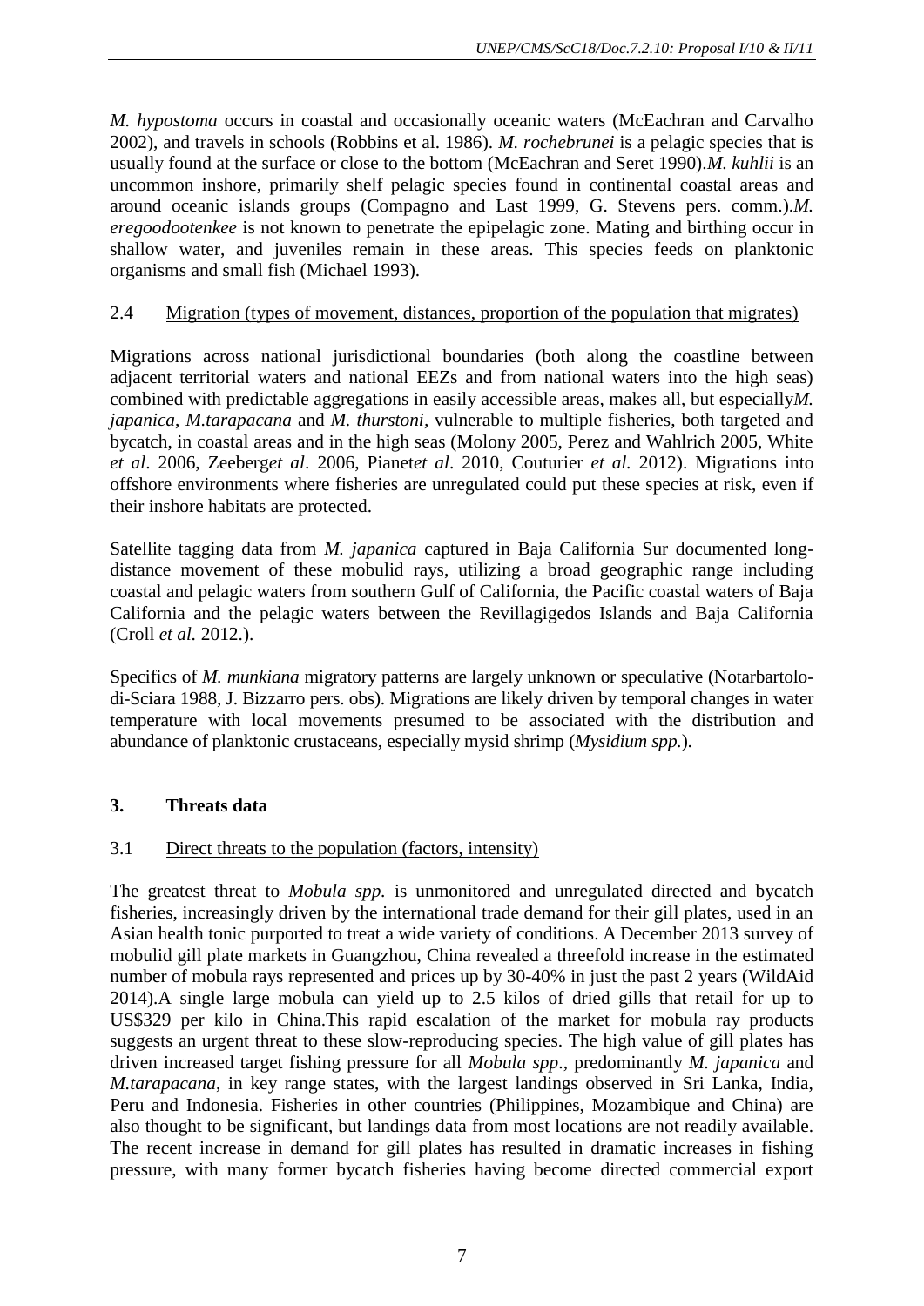*M. hypostoma* occurs in coastal and occasionally oceanic waters (McEachran and Carvalho 2002), and travels in schools (Robbins et al. 1986). *M. rochebrunei* is a pelagic species that is usually found at the surface or close to the bottom (McEachran and Seret 1990).*M. kuhlii* is an uncommon inshore, primarily shelf pelagic species found in continental coastal areas and around oceanic islands groups (Compagno and Last 1999, G. Stevens pers. comm.).*M. eregoodootenkee* is not known to penetrate the epipelagic zone. Mating and birthing occur in shallow water, and juveniles remain in these areas. This species feeds on planktonic organisms and small fish (Michael 1993).

### 2.4 Migration (types of movement, distances, proportion of the population that migrates)

Migrations across national jurisdictional boundaries (both along the coastline between adjacent territorial waters and national EEZs and from national waters into the high seas) combined with predictable aggregations in easily accessible areas, makes all, but especially*M. japanica*, *M.tarapacana* and *M. thurstoni*, vulnerable to multiple fisheries, both targeted and bycatch, in coastal areas and in the high seas (Molony 2005, Perez and Wahlrich 2005, White *et al*. 2006, Zeeberg*et al*. 2006, Pianet*et al*. 2010, Couturier *et al.* 2012). Migrations into offshore environments where fisheries are unregulated could put these species at risk, even if their inshore habitats are protected.

Satellite tagging data from *M. japanica* captured in Baja California Sur documented long-distance movement of these mobulid rays, utilizing a broad geographic range including coastal and pelagic waters from southern Gulf of California, the Pacific coastal waters of Baja California and the pelagic waters between the Revillagigedos Islands and Baja California (Croll *et al.* 2012.).

Specifics of *M. munkiana* migratory patterns are largely unknown or speculative (Notarbartolo-di-Sciara 1988, J. Bizzarro pers. obs). Migrations are likely driven by temporal changes in water temperature with local movements presumed to be associated with the distribution and abundance of planktonic crustaceans, especially mysid shrimp (*Mysidium spp.*).

## 3. Threats data

### 3.1 Direct threats to the population (factors, intensity)

The greatest threat to *Mobula spp.* is unmonitored and unregulated directed and bycatch fisheries, increasingly driven by the international trade demand for their gill plates, used in an Asian health tonic purported to treat a wide variety of conditions. A December 2013 survey of mobulid gill plate markets in Guangzhou, China revealed a threefold increase in the estimated number of mobula rays represented and prices up by 30-40% in just the past 2 years (WildAid 2014).A single large mobula can yield up to 2.5 kilos of dried gills that retail for up to US$329 per kilo in China.This rapid escalation of the market for mobula ray products suggests an urgent threat to these slow-reproducing species. The high value of gill plates has driven increased target fishing pressure for all *Mobula spp*., predominantly *M. japanica* and *M.tarapacana*, in key range states, with the largest landings observed in Sri Lanka, India, Peru and Indonesia. Fisheries in other countries (Philippines, Mozambique and China) are also thought to be significant, but landings data from most locations are not readily available. The recent increase in demand for gill plates has resulted in dramatic increases in fishing pressure, with many former bycatch fisheries having become directed commercial export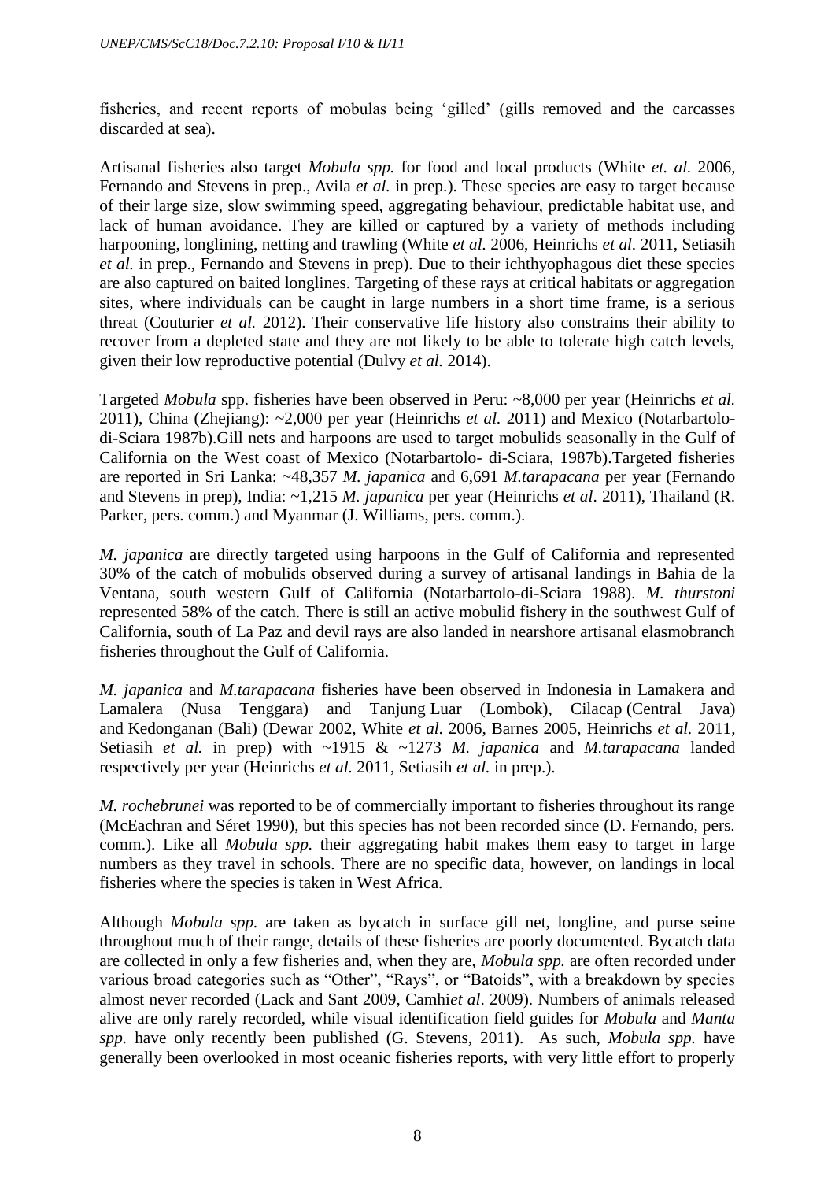fisheries, and recent reports of mobulas being 'gilled' (gills removed and the carcasses discarded at sea).

Artisanal fisheries also target *Mobula spp.* for food and local products (White *et. al.* 2006, Fernando and Stevens in prep., Avila *et al.* in prep.). These species are easy to target because of their large size, slow swimming speed, aggregating behaviour, predictable habitat use, and lack of human avoidance. They are killed or captured by a variety of methods including harpooning, longlining, netting and trawling (White *et al.* 2006, Heinrichs *et al.* 2011, Setiasih *et al.* in prep., Fernando and Stevens in prep). Due to their ichthyophagous diet these species are also captured on baited longlines. Targeting of these rays at critical habitats or aggregation sites, where individuals can be caught in large numbers in a short time frame, is a serious threat (Couturier *et al.* 2012). Their conservative life history also constrains their ability to recover from a depleted state and they are not likely to be able to tolerate high catch levels, given their low reproductive potential (Dulvy *et al.* 2014).

Targeted *Mobula* spp. fisheries have been observed in Peru: ~8,000 per year (Heinrichs *et al.* 2011), China (Zhejiang): ~2,000 per year (Heinrichs *et al.* 2011) and Mexico (Notarbartolo-di-Sciara 1987b).Gill nets and harpoons are used to target mobulids seasonally in the Gulf of California on the West coast of Mexico (Notarbartolo- di-Sciara, 1987b).Targeted fisheries are reported in Sri Lanka: ~48,357 *M. japanica* and 6,691 *M.tarapacana* per year (Fernando and Stevens in prep), India: ~1,215 *M. japanica* per year (Heinrichs *et al*. 2011), Thailand (R. Parker, pers. comm.) and Myanmar (J. Williams, pers. comm.).

*M. japanica* are directly targeted using harpoons in the Gulf of California and represented 30% of the catch of mobulids observed during a survey of artisanal landings in Bahia de la Ventana, south western Gulf of California (Notarbartolo-di-Sciara 1988). *M. thurstoni* represented 58% of the catch. There is still an active mobulid fishery in the southwest Gulf of California, south of La Paz and devil rays are also landed in nearshore artisanal elasmobranch fisheries throughout the Gulf of California.

*M. japanica* and *M.tarapacana* fisheries have been observed in Indonesia in Lamakera and Lamalera (Nusa Tenggara) and Tanjung Luar (Lombok), Cilacap (Central Java) and Kedonganan (Bali) (Dewar 2002, White *et al.* 2006, Barnes 2005, Heinrichs *et al.* 2011, Setiasih *et al.* in prep) with ~1915 & ~1273 *M. japanica* and *M.tarapacana* landed respectively per year (Heinrichs *et al.* 2011, Setiasih *et al.* in prep.).

*M. rochebrunei* was reported to be of commercially important to fisheries throughout its range (McEachran and Séret 1990), but this species has not been recorded since (D. Fernando, pers. comm.). Like all *Mobula spp.* their aggregating habit makes them easy to target in large numbers as they travel in schools. There are no specific data, however, on landings in local fisheries where the species is taken in West Africa.

Although *Mobula spp.* are taken as bycatch in surface gill net, longline, and purse seine throughout much of their range, details of these fisheries are poorly documented. Bycatch data are collected in only a few fisheries and, when they are, *Mobula spp.* are often recorded under various broad categories such as "Other", "Rays", or "Batoids", with a breakdown by species almost never recorded (Lack and Sant 2009, Camhi*et al*. 2009). Numbers of animals released alive are only rarely recorded, while visual identification field guides for *Mobula* and *Manta spp.* have only recently been published (G. Stevens, 2011). As such, *Mobula spp.* have generally been overlooked in most oceanic fisheries reports, with very little effort to properly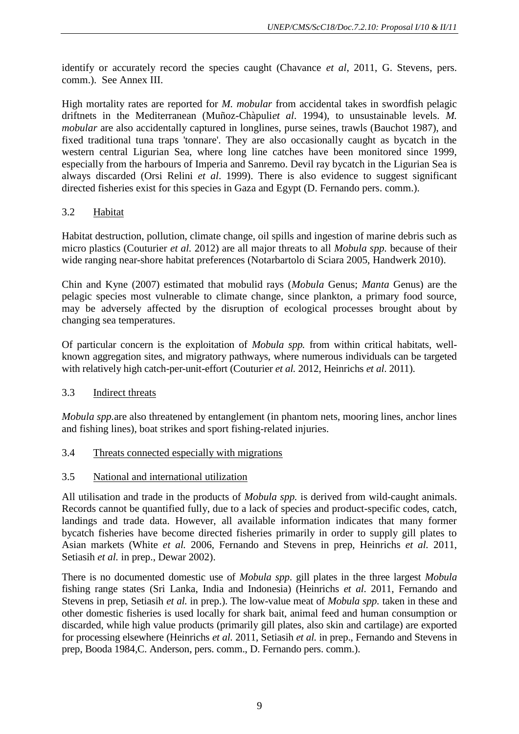identify or accurately record the species caught (Chavance *et al*, 2011, G. Stevens, pers. comm.). See Annex III.

High mortality rates are reported for *M. mobular* from accidental takes in swordfish pelagic driftnets in the Mediterranean (Muñoz-Chàpuli*et al*. 1994), to unsustainable levels. *M. mobular* are also accidentally captured in longlines, purse seines, trawls (Bauchot 1987), and fixed traditional tuna traps 'tonnare'. They are also occasionally caught as bycatch in the western central Ligurian Sea, where long line catches have been monitored since 1999, especially from the harbours of Imperia and Sanremo. Devil ray bycatch in the Ligurian Sea is always discarded (Orsi Relini *et al*. 1999). There is also evidence to suggest significant directed fisheries exist for this species in Gaza and Egypt (D. Fernando pers. comm.).

## 3.2 Habitat

Habitat destruction, pollution, climate change, oil spills and ingestion of marine debris such as micro plastics (Couturier *et al.* 2012) are all major threats to all *Mobula spp.* because of their wide ranging near-shore habitat preferences (Notarbartolo di Sciara 2005, Handwerk 2010).

Chin and Kyne (2007) estimated that mobulid rays (*Mobula* Genus; *Manta* Genus) are the pelagic species most vulnerable to climate change, since plankton, a primary food source, may be adversely affected by the disruption of ecological processes brought about by changing sea temperatures.

Of particular concern is the exploitation of *Mobula spp.* from within critical habitats, well-known aggregation sites, and migratory pathways, where numerous individuals can be targeted with relatively high catch-per-unit-effort (Couturier *et al.* 2012, Heinrichs *et al*. 2011).

## 3.3 Indirect threats

*Mobula spp.*are also threatened by entanglement (in phantom nets, mooring lines, anchor lines and fishing lines), boat strikes and sport fishing-related injuries.

## 3.4 Threats connected especially with migrations

## 3.5 National and international utilization

All utilisation and trade in the products of *Mobula spp.* is derived from wild-caught animals. Records cannot be quantified fully, due to a lack of species and product-specific codes, catch, landings and trade data. However, all available information indicates that many former bycatch fisheries have become directed fisheries primarily in order to supply gill plates to Asian markets (White *et al.* 2006, Fernando and Stevens in prep, Heinrichs *et al.* 2011, Setiasih *et al.* in prep., Dewar 2002).

There is no documented domestic use of *Mobula spp.* gill plates in the three largest *Mobula* fishing range states (Sri Lanka, India and Indonesia) (Heinrichs *et al*. 2011, Fernando and Stevens in prep, Setiasih *et al.* in prep.). The low-value meat of *Mobula spp.* taken in these and other domestic fisheries is used locally for shark bait, animal feed and human consumption or discarded, while high value products (primarily gill plates, also skin and cartilage) are exported for processing elsewhere (Heinrichs *et al.* 2011, Setiasih *et al.* in prep., Fernando and Stevens in prep, Booda 1984,C. Anderson, pers. comm., D. Fernando pers. comm.).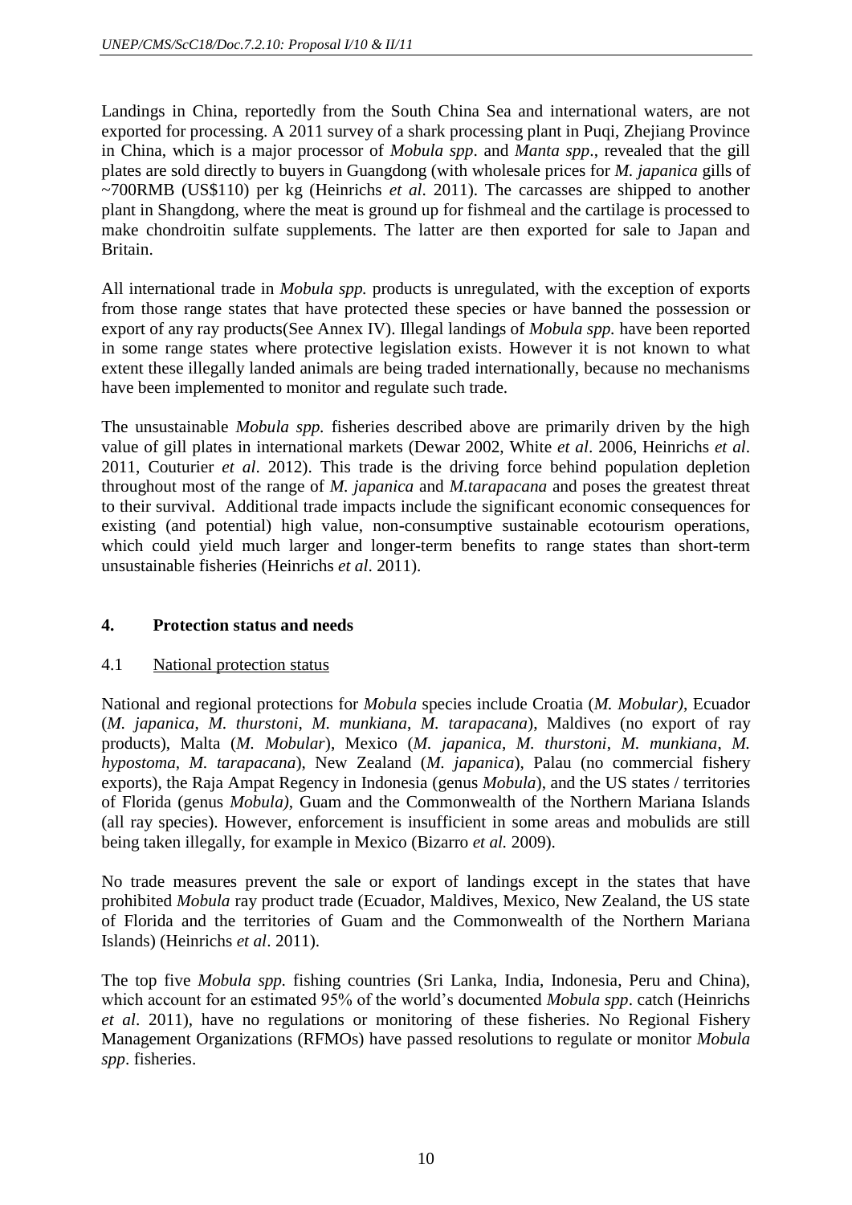Landings in China, reportedly from the South China Sea and international waters, are not exported for processing. A 2011 survey of a shark processing plant in Puqi, Zhejiang Province in China, which is a major processor of *Mobula spp*. and *Manta spp*., revealed that the gill plates are sold directly to buyers in Guangdong (with wholesale prices for *M. japanica* gills of ~700RMB (US$110) per kg (Heinrichs *et al*. 2011). The carcasses are shipped to another plant in Shangdong, where the meat is ground up for fishmeal and the cartilage is processed to make chondroitin sulfate supplements. The latter are then exported for sale to Japan and Britain.

All international trade in *Mobula spp.* products is unregulated, with the exception of exports from those range states that have protected these species or have banned the possession or export of any ray products(See Annex IV). Illegal landings of *Mobula spp.* have been reported in some range states where protective legislation exists. However it is not known to what extent these illegally landed animals are being traded internationally, because no mechanisms have been implemented to monitor and regulate such trade.

The unsustainable *Mobula spp.* fisheries described above are primarily driven by the high value of gill plates in international markets (Dewar 2002, White *et al*. 2006, Heinrichs *et al*. 2011, Couturier *et al*. 2012). This trade is the driving force behind population depletion throughout most of the range of *M. japanica* and *M.tarapacana* and poses the greatest threat to their survival. Additional trade impacts include the significant economic consequences for existing (and potential) high value, non-consumptive sustainable ecotourism operations, which could yield much larger and longer-term benefits to range states than short-term unsustainable fisheries (Heinrichs *et al*. 2011).

## 4. Protection status and needs

### 4.1 National protection status

National and regional protections for *Mobula* species include Croatia (*M. Mobular)*, Ecuador (*M. japanica*, *M. thurstoni*, *M. munkiana*, *M. tarapacana*), Maldives (no export of ray products), Malta (*M. Mobular*), Mexico (*M. japanica*, *M. thurstoni*, *M. munkiana*, *M. hypostoma*, *M. tarapacana*), New Zealand (*M. japanica*), Palau (no commercial fishery exports), the Raja Ampat Regency in Indonesia (genus *Mobula*), and the US states / territories of Florida (genus *Mobula)*, Guam and the Commonwealth of the Northern Mariana Islands (all ray species). However, enforcement is insufficient in some areas and mobulids are still being taken illegally, for example in Mexico (Bizarro *et al.* 2009).

No trade measures prevent the sale or export of landings except in the states that have prohibited *Mobula* ray product trade (Ecuador, Maldives, Mexico, New Zealand, the US state of Florida and the territories of Guam and the Commonwealth of the Northern Mariana Islands) (Heinrichs *et al*. 2011).

The top five *Mobula spp.* fishing countries (Sri Lanka, India, Indonesia, Peru and China), which account for an estimated 95% of the world's documented *Mobula spp*. catch (Heinrichs *et al*. 2011), have no regulations or monitoring of these fisheries. No Regional Fishery Management Organizations (RFMOs) have passed resolutions to regulate or monitor *Mobula spp*. fisheries.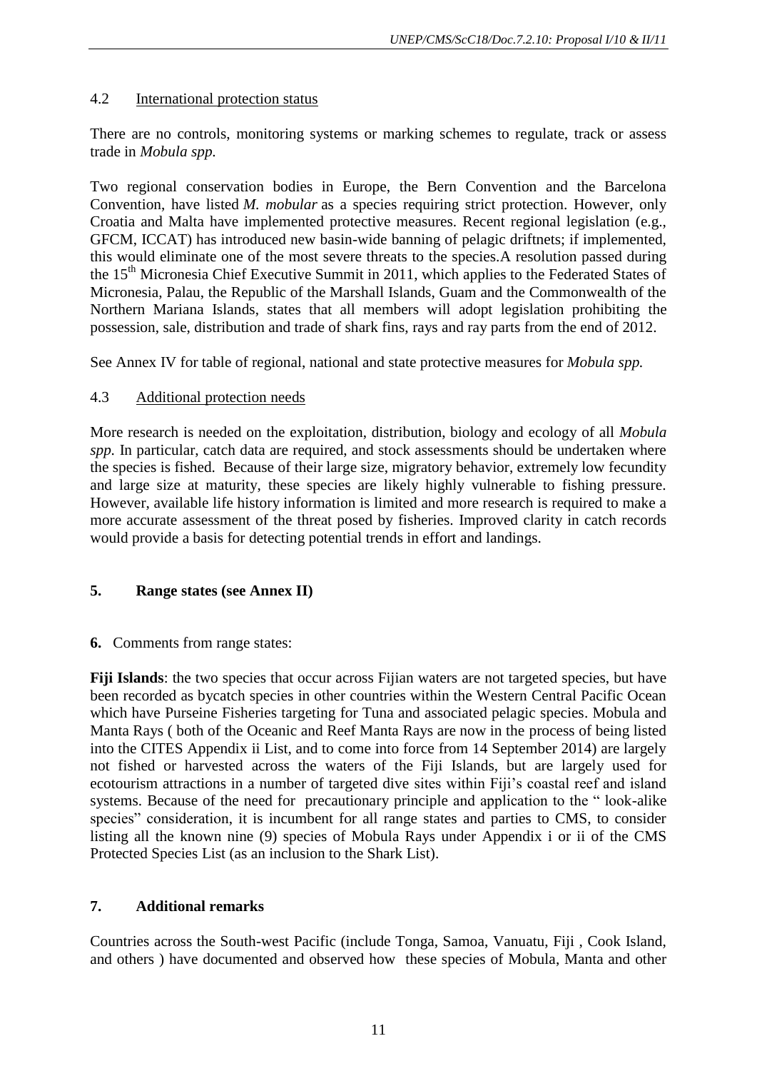### 4.2 International protection status

There are no controls, monitoring systems or marking schemes to regulate, track or assess trade in *Mobula spp.*

Two regional conservation bodies in Europe, the Bern Convention and the Barcelona Convention, have listed *M. mobular* as a species requiring strict protection. However, only Croatia and Malta have implemented protective measures. Recent regional legislation (e.g., GFCM, ICCAT) has introduced new basin-wide banning of pelagic driftnets; if implemented, this would eliminate one of the most severe threats to the species.A resolution passed during the 15th Micronesia Chief Executive Summit in 2011, which applies to the Federated States of Micronesia, Palau, the Republic of the Marshall Islands, Guam and the Commonwealth of the Northern Mariana Islands, states that all members will adopt legislation prohibiting the possession, sale, distribution and trade of shark fins, rays and ray parts from the end of 2012.

See Annex IV for table of regional, national and state protective measures for *Mobula spp.*

### 4.3 Additional protection needs

More research is needed on the exploitation, distribution, biology and ecology of all *Mobula spp.* In particular, catch data are required, and stock assessments should be undertaken where the species is fished. Because of their large size, migratory behavior, extremely low fecundity and large size at maturity, these species are likely highly vulnerable to fishing pressure. However, available life history information is limited and more research is required to make a more accurate assessment of the threat posed by fisheries. Improved clarity in catch records would provide a basis for detecting potential trends in effort and landings.

## 5. Range states (see Annex II)

**6.** Comments from range states:

**Fiji Islands**: the two species that occur across Fijian waters are not targeted species, but have been recorded as bycatch species in other countries within the Western Central Pacific Ocean which have Purseine Fisheries targeting for Tuna and associated pelagic species. Mobula and Manta Rays ( both of the Oceanic and Reef Manta Rays are now in the process of being listed into the CITES Appendix ii List, and to come into force from 14 September 2014) are largely not fished or harvested across the waters of the Fiji Islands, but are largely used for ecotourism attractions in a number of targeted dive sites within Fiji's coastal reef and island systems. Because of the need for precautionary principle and application to the " look-alike species" consideration, it is incumbent for all range states and parties to CMS, to consider listing all the known nine (9) species of Mobula Rays under Appendix i or ii of the CMS Protected Species List (as an inclusion to the Shark List).

## 7. Additional remarks

Countries across the South-west Pacific (include Tonga, Samoa, Vanuatu, Fiji , Cook Island, and others ) have documented and observed how these species of Mobula, Manta and other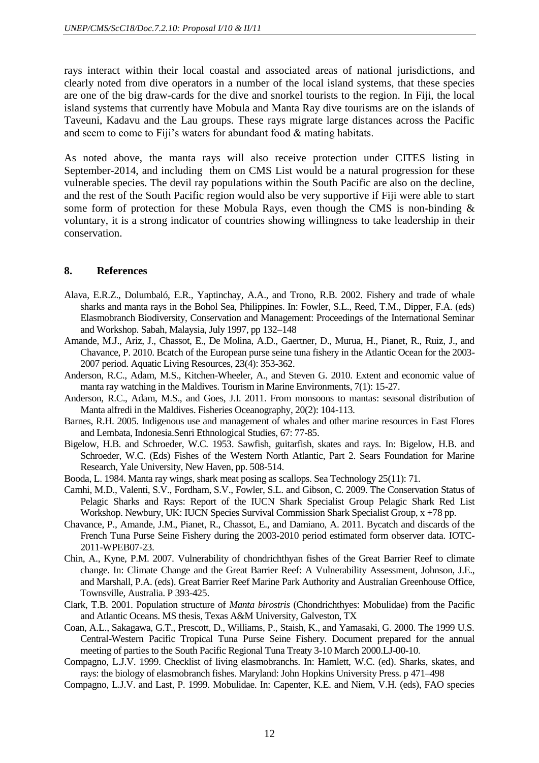rays interact within their local coastal and associated areas of national jurisdictions, and clearly noted from dive operators in a number of the local island systems, that these species are one of the big draw-cards for the dive and snorkel tourists to the region. In Fiji, the local island systems that currently have Mobula and Manta Ray dive tourisms are on the islands of Taveuni, Kadavu and the Lau groups. These rays migrate large distances across the Pacific and seem to come to Fiji's waters for abundant food & mating habitats.

As noted above, the manta rays will also receive protection under CITES listing in September-2014, and including them on CMS List would be a natural progression for these vulnerable species. The devil ray populations within the South Pacific are also on the decline, and the rest of the South Pacific region would also be very supportive if Fiji were able to start some form of protection for these Mobula Rays, even though the CMS is non-binding & voluntary, it is a strong indicator of countries showing willingness to take leadership in their conservation.

## 8. References

Alava, E.R.Z., Dolumbaló, E.R., Yaptinchay, A.A., and Trono, R.B. 2002. Fishery and trade of whale sharks and manta rays in the Bohol Sea, Philippines. In: Fowler, S.L., Reed, T.M., Dipper, F.A. (eds) Elasmobranch Biodiversity, Conservation and Management: Proceedings of the International Seminar and Workshop. Sabah, Malaysia, July 1997, pp 132–148

Amande, M.J., Ariz, J., Chassot, E., De Molina, A.D., Gaertner, D., Murua, H., Pianet, R., Ruiz, J., and Chavance, P. 2010. Bcatch of the European purse seine tuna fishery in the Atlantic Ocean for the 2003-2007 period. Aquatic Living Resources, 23(4): 353-362.

Anderson, R.C., Adam, M.S., Kitchen-Wheeler, A., and Steven G. 2010. Extent and economic value of manta ray watching in the Maldives. Tourism in Marine Environments, 7(1): 15-27.

Anderson, R.C., Adam, M.S., and Goes, J.I. 2011. From monsoons to mantas: seasonal distribution of Manta alfredi in the Maldives. Fisheries Oceanography, 20(2): 104-113.

Barnes, R.H. 2005. Indigenous use and management of whales and other marine resources in East Flores and Lembata, Indonesia.Senri Ethnological Studies, 67: 77-85.

Bigelow, H.B. and Schroeder, W.C. 1953. Sawfish, guitarfish, skates and rays. In: Bigelow, H.B. and Schroeder, W.C. (Eds) Fishes of the Western North Atlantic, Part 2. Sears Foundation for Marine Research, Yale University, New Haven, pp. 508-514.

Booda, L. 1984. Manta ray wings, shark meat posing as scallops. Sea Technology 25(11): 71.

Camhi, M.D., Valenti, S.V., Fordham, S.V., Fowler, S.L. and Gibson, C. 2009. The Conservation Status of Pelagic Sharks and Rays: Report of the IUCN Shark Specialist Group Pelagic Shark Red List Workshop. Newbury, UK: IUCN Species Survival Commission Shark Specialist Group, x +78 pp.

Chavance, P., Amande, J.M., Pianet, R., Chassot, E., and Damiano, A. 2011. Bycatch and discards of the French Tuna Purse Seine Fishery during the 2003-2010 period estimated form observer data. IOTC-2011-WPEB07-23.

Chin, A., Kyne, P.M. 2007. Vulnerability of chondrichthyan fishes of the Great Barrier Reef to climate change. In: Climate Change and the Great Barrier Reef: A Vulnerability Assessment, Johnson, J.E., and Marshall, P.A. (eds). Great Barrier Reef Marine Park Authority and Australian Greenhouse Office, Townsville, Australia. P 393-425.

Clark, T.B. 2001. Population structure of *Manta birostris* (Chondrichthyes: Mobulidae) from the Pacific and Atlantic Oceans. MS thesis, Texas A&M University, Galveston, TX

Coan, A.L., Sakagawa, G.T., Prescott, D., Williams, P., Staish, K., and Yamasaki, G. 2000. The 1999 U.S. Central-Western Pacific Tropical Tuna Purse Seine Fishery. Document prepared for the annual meeting of parties to the South Pacific Regional Tuna Treaty 3-10 March 2000.LJ-00-10.

Compagno, L.J.V. 1999. Checklist of living elasmobranchs. In: Hamlett, W.C. (ed). Sharks, skates, and rays: the biology of elasmobranch fishes. Maryland: John Hopkins University Press. p 471–498

Compagno, L.J.V. and Last, P. 1999. Mobulidae. In: Capenter, K.E. and Niem, V.H. (eds), FAO species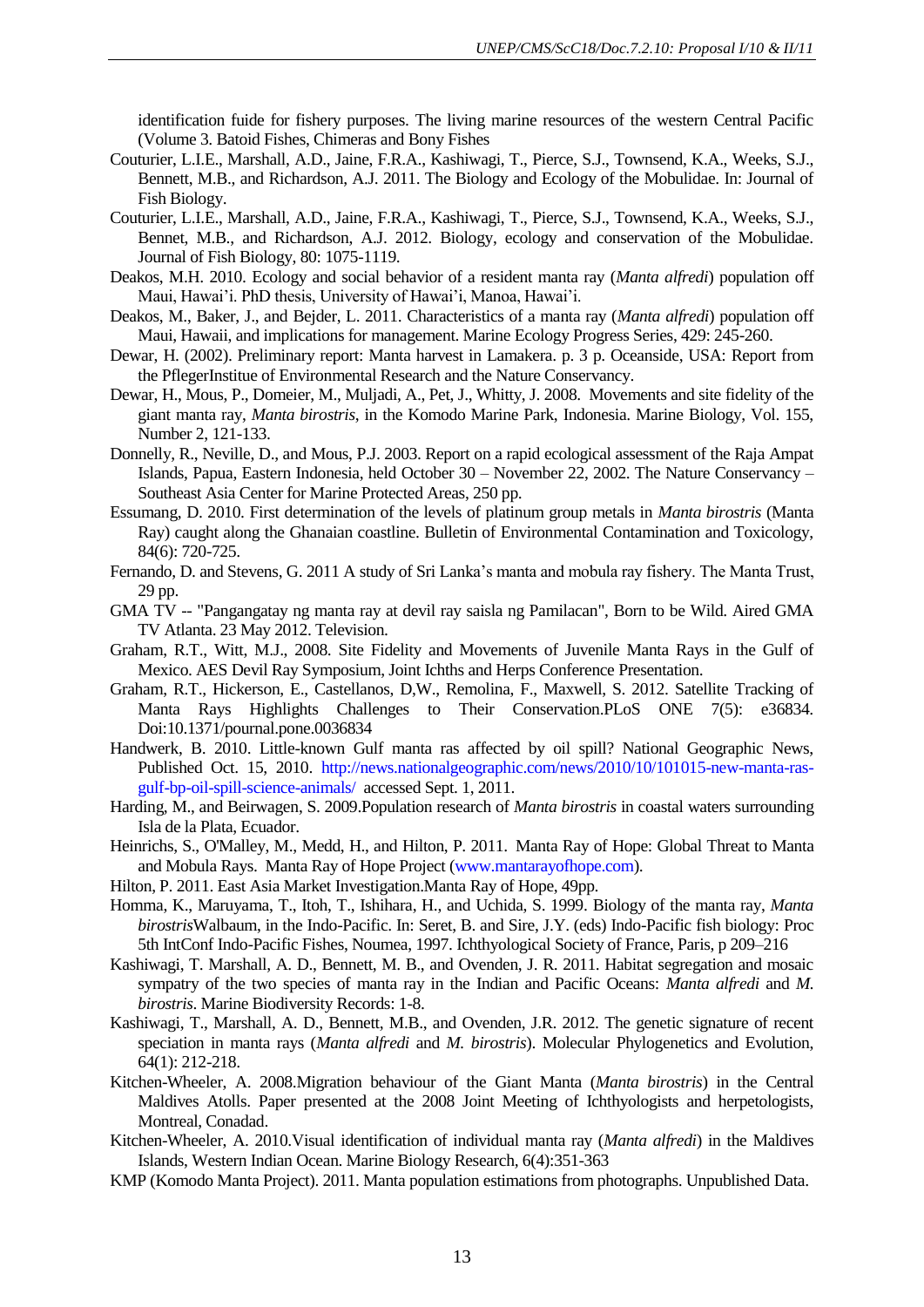identification fuide for fishery purposes. The living marine resources of the western Central Pacific (Volume 3. Batoid Fishes, Chimeras and Bony Fishes

Couturier, L.I.E., Marshall, A.D., Jaine, F.R.A., Kashiwagi, T., Pierce, S.J., Townsend, K.A., Weeks, S.J., Bennett, M.B., and Richardson, A.J. 2011. The Biology and Ecology of the Mobulidae. In: Journal of Fish Biology.

Couturier, L.I.E., Marshall, A.D., Jaine, F.R.A., Kashiwagi, T., Pierce, S.J., Townsend, K.A., Weeks, S.J., Bennet, M.B., and Richardson, A.J. 2012. Biology, ecology and conservation of the Mobulidae. Journal of Fish Biology, 80: 1075-1119.

Deakos, M.H. 2010. Ecology and social behavior of a resident manta ray (*Manta alfredi*) population off Maui, Hawai'i. PhD thesis, University of Hawai'i, Manoa, Hawai'i.

Deakos, M., Baker, J., and Bejder, L. 2011. Characteristics of a manta ray (*Manta alfredi*) population off Maui, Hawaii, and implications for management. Marine Ecology Progress Series, 429: 245-260.

Dewar, H. (2002). Preliminary report: Manta harvest in Lamakera. p. 3 p. Oceanside, USA: Report from the PflegerInstitue of Environmental Research and the Nature Conservancy.

Dewar, H., Mous, P., Domeier, M., Muljadi, A., Pet, J., Whitty, J. 2008. Movements and site fidelity of the giant manta ray, *Manta birostris*, in the Komodo Marine Park, Indonesia. Marine Biology, Vol. 155, Number 2, 121-133.

Donnelly, R., Neville, D., and Mous, P.J. 2003. Report on a rapid ecological assessment of the Raja Ampat Islands, Papua, Eastern Indonesia, held October 30 – November 22, 2002. The Nature Conservancy – Southeast Asia Center for Marine Protected Areas, 250 pp.

Essumang, D. 2010. First determination of the levels of platinum group metals in *Manta birostris* (Manta Ray) caught along the Ghanaian coastline. Bulletin of Environmental Contamination and Toxicology, 84(6): 720-725.

Fernando, D. and Stevens, G. 2011 A study of Sri Lanka's manta and mobula ray fishery. The Manta Trust, 29 pp.

GMA TV -- "Pangangatay ng manta ray at devil ray saisla ng Pamilacan", Born to be Wild. Aired GMA TV Atlanta. 23 May 2012. Television.

Graham, R.T., Witt, M.J., 2008. Site Fidelity and Movements of Juvenile Manta Rays in the Gulf of Mexico. AES Devil Ray Symposium, Joint Ichths and Herps Conference Presentation.

Graham, R.T., Hickerson, E., Castellanos, D,W., Remolina, F., Maxwell, S. 2012. Satellite Tracking of Manta Rays Highlights Challenges to Their Conservation.PLoS ONE 7(5): e36834. Doi:10.1371/pournal.pone.0036834

Handwerk, B. 2010. Little-known Gulf manta ras affected by oil spill? National Geographic News, Published Oct. 15, 2010. http://news.nationalgeographic.com/news/2010/10/101015-new-manta-ras-gulf-bp-oil-spill-science-animals/ accessed Sept. 1, 2011.

Harding, M., and Beirwagen, S. 2009.Population research of *Manta birostris* in coastal waters surrounding Isla de la Plata, Ecuador.

Heinrichs, S., O'Malley, M., Medd, H., and Hilton, P. 2011. Manta Ray of Hope: Global Threat to Manta and Mobula Rays. Manta Ray of Hope Project (www.mantarayofhope.com).

Hilton, P. 2011. East Asia Market Investigation.Manta Ray of Hope, 49pp.

Homma, K., Maruyama, T., Itoh, T., Ishihara, H., and Uchida, S. 1999. Biology of the manta ray, *Manta birostris*Walbaum, in the Indo-Pacific. In: Seret, B. and Sire, J.Y. (eds) Indo-Pacific fish biology: Proc 5th IntConf Indo-Pacific Fishes, Noumea, 1997. Ichthyological Society of France, Paris, p 209–216

Kashiwagi, T. Marshall, A. D., Bennett, M. B., and Ovenden, J. R. 2011. Habitat segregation and mosaic sympatry of the two species of manta ray in the Indian and Pacific Oceans: *Manta alfredi* and *M. birostris*. Marine Biodiversity Records: 1-8.

Kashiwagi, T., Marshall, A. D., Bennett, M.B., and Ovenden, J.R. 2012. The genetic signature of recent speciation in manta rays (*Manta alfredi* and *M. birostris*). Molecular Phylogenetics and Evolution, 64(1): 212-218.

Kitchen-Wheeler, A. 2008.Migration behaviour of the Giant Manta (*Manta birostris*) in the Central Maldives Atolls. Paper presented at the 2008 Joint Meeting of Ichthyologists and herpetologists, Montreal, Conadad.

Kitchen-Wheeler, A. 2010.Visual identification of individual manta ray (*Manta alfredi*) in the Maldives Islands, Western Indian Ocean. Marine Biology Research, 6(4):351-363

KMP (Komodo Manta Project). 2011. Manta population estimations from photographs. Unpublished Data.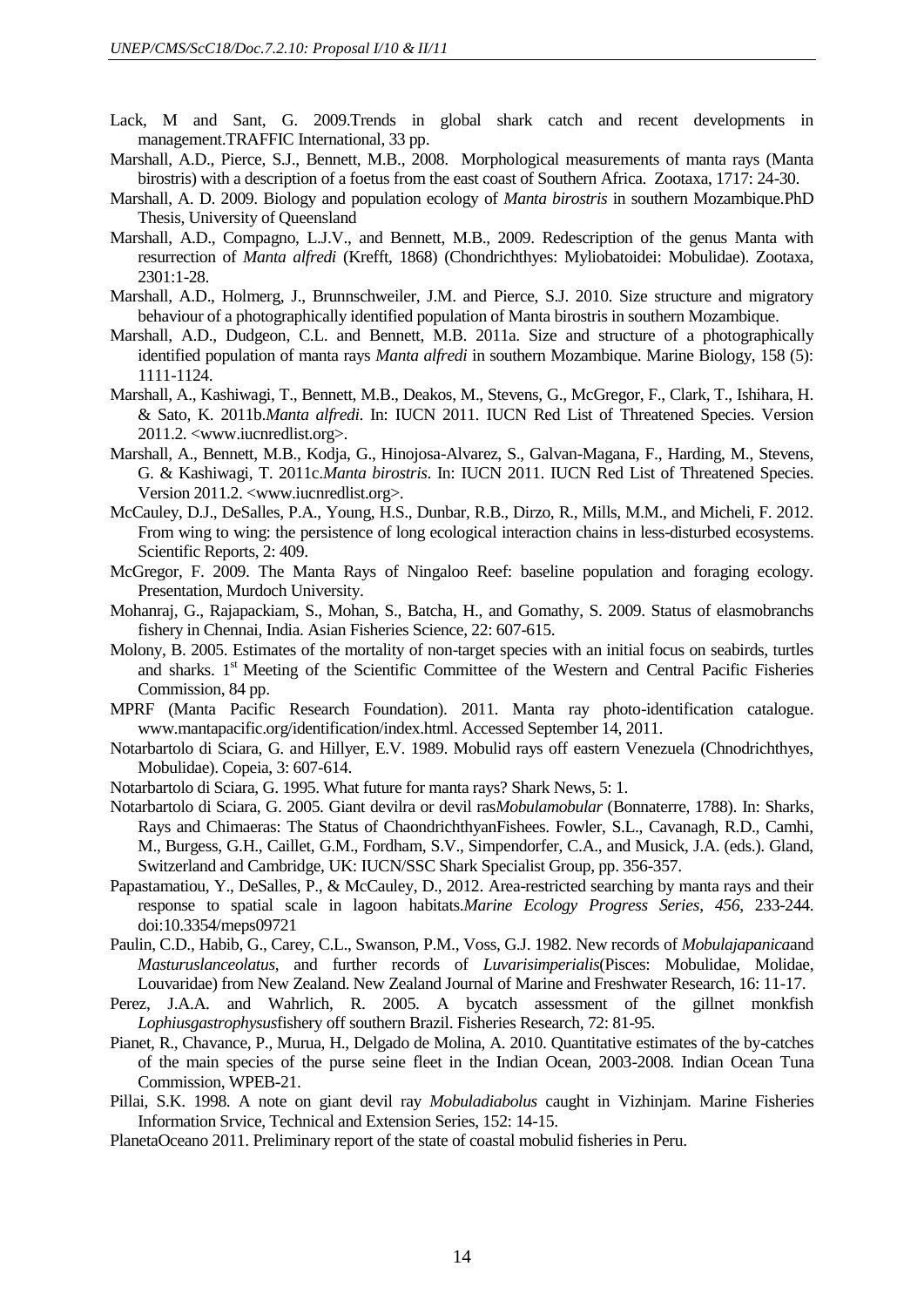Lack, M and Sant, G. 2009.Trends in global shark catch and recent developments in management.TRAFFIC International, 33 pp.

Marshall, A.D., Pierce, S.J., Bennett, M.B., 2008. Morphological measurements of manta rays (Manta birostris) with a description of a foetus from the east coast of Southern Africa. Zootaxa, 1717: 24-30.

Marshall, A. D. 2009. Biology and population ecology of *Manta birostris* in southern Mozambique.PhD Thesis, University of Queensland

Marshall, A.D., Compagno, L.J.V., and Bennett, M.B., 2009. Redescription of the genus Manta with resurrection of *Manta alfredi* (Krefft, 1868) (Chondrichthyes: Myliobatoidei: Mobulidae). Zootaxa, 2301:1-28.

Marshall, A.D., Holmerg, J., Brunnschweiler, J.M. and Pierce, S.J. 2010. Size structure and migratory behaviour of a photographically identified population of Manta birostris in southern Mozambique.

Marshall, A.D., Dudgeon, C.L. and Bennett, M.B. 2011a. Size and structure of a photographically identified population of manta rays *Manta alfredi* in southern Mozambique. Marine Biology, 158 (5): 1111-1124.

Marshall, A., Kashiwagi, T., Bennett, M.B., Deakos, M., Stevens, G., McGregor, F., Clark, T., Ishihara, H. & Sato, K. 2011b.*Manta alfredi*. In: IUCN 2011. IUCN Red List of Threatened Species. Version 2011.2. <www.iucnredlist.org>.

Marshall, A., Bennett, M.B., Kodja, G., Hinojosa-Alvarez, S., Galvan-Magana, F., Harding, M., Stevens, G. & Kashiwagi, T. 2011c.*Manta birostris*. In: IUCN 2011. IUCN Red List of Threatened Species. Version 2011.2. <www.iucnredlist.org>.

McCauley, D.J., DeSalles, P.A., Young, H.S., Dunbar, R.B., Dirzo, R., Mills, M.M., and Micheli, F. 2012. From wing to wing: the persistence of long ecological interaction chains in less-disturbed ecosystems. Scientific Reports, 2: 409.

McGregor, F. 2009. The Manta Rays of Ningaloo Reef: baseline population and foraging ecology. Presentation, Murdoch University.

Mohanraj, G., Rajapackiam, S., Mohan, S., Batcha, H., and Gomathy, S. 2009. Status of elasmobranchs fishery in Chennai, India. Asian Fisheries Science, 22: 607-615.

Molony, B. 2005. Estimates of the mortality of non-target species with an initial focus on seabirds, turtles and sharks. 1st Meeting of the Scientific Committee of the Western and Central Pacific Fisheries Commission, 84 pp.

MPRF (Manta Pacific Research Foundation). 2011. Manta ray photo-identification catalogue. www.mantapacific.org/identification/index.html. Accessed September 14, 2011.

Notarbartolo di Sciara, G. and Hillyer, E.V. 1989. Mobulid rays off eastern Venezuela (Chnodrichthyes, Mobulidae). Copeia, 3: 607-614.

Notarbartolo di Sciara, G. 1995. What future for manta rays? Shark News, 5: 1.

Notarbartolo di Sciara, G. 2005. Giant devilra or devil ras*Mobulamobular* (Bonnaterre, 1788). In: Sharks, Rays and Chimaeras: The Status of ChaondrichthyanFishees. Fowler, S.L., Cavanagh, R.D., Camhi, M., Burgess, G.H., Caillet, G.M., Fordham, S.V., Simpendorfer, C.A., and Musick, J.A. (eds.). Gland, Switzerland and Cambridge, UK: IUCN/SSC Shark Specialist Group, pp. 356-357.

Papastamatiou, Y., DeSalles, P., & McCauley, D., 2012. Area-restricted searching by manta rays and their response to spatial scale in lagoon habitats.*Marine Ecology Progress Series*, *456*, 233-244. doi:10.3354/meps09721

Paulin, C.D., Habib, G., Carey, C.L., Swanson, P.M., Voss, G.J. 1982. New records of *Mobulajapanica*and *Masturuslanceolatus*, and further records of *Luvarisimperialis*(Pisces: Mobulidae, Molidae, Louvaridae) from New Zealand. New Zealand Journal of Marine and Freshwater Research, 16: 11-17.

Perez, J.A.A. and Wahrlich, R. 2005. A bycatch assessment of the gillnet monkfish *Lophiusgastrophysus*fishery off southern Brazil. Fisheries Research, 72: 81-95.

Pianet, R., Chavance, P., Murua, H., Delgado de Molina, A. 2010. Quantitative estimates of the by-catches of the main species of the purse seine fleet in the Indian Ocean, 2003-2008. Indian Ocean Tuna Commission, WPEB-21.

Pillai, S.K. 1998. A note on giant devil ray *Mobuladiabolus* caught in Vizhinjam. Marine Fisheries Information Srvice, Technical and Extension Series, 152: 14-15.

PlanetaOceano 2011. Preliminary report of the state of coastal mobulid fisheries in Peru.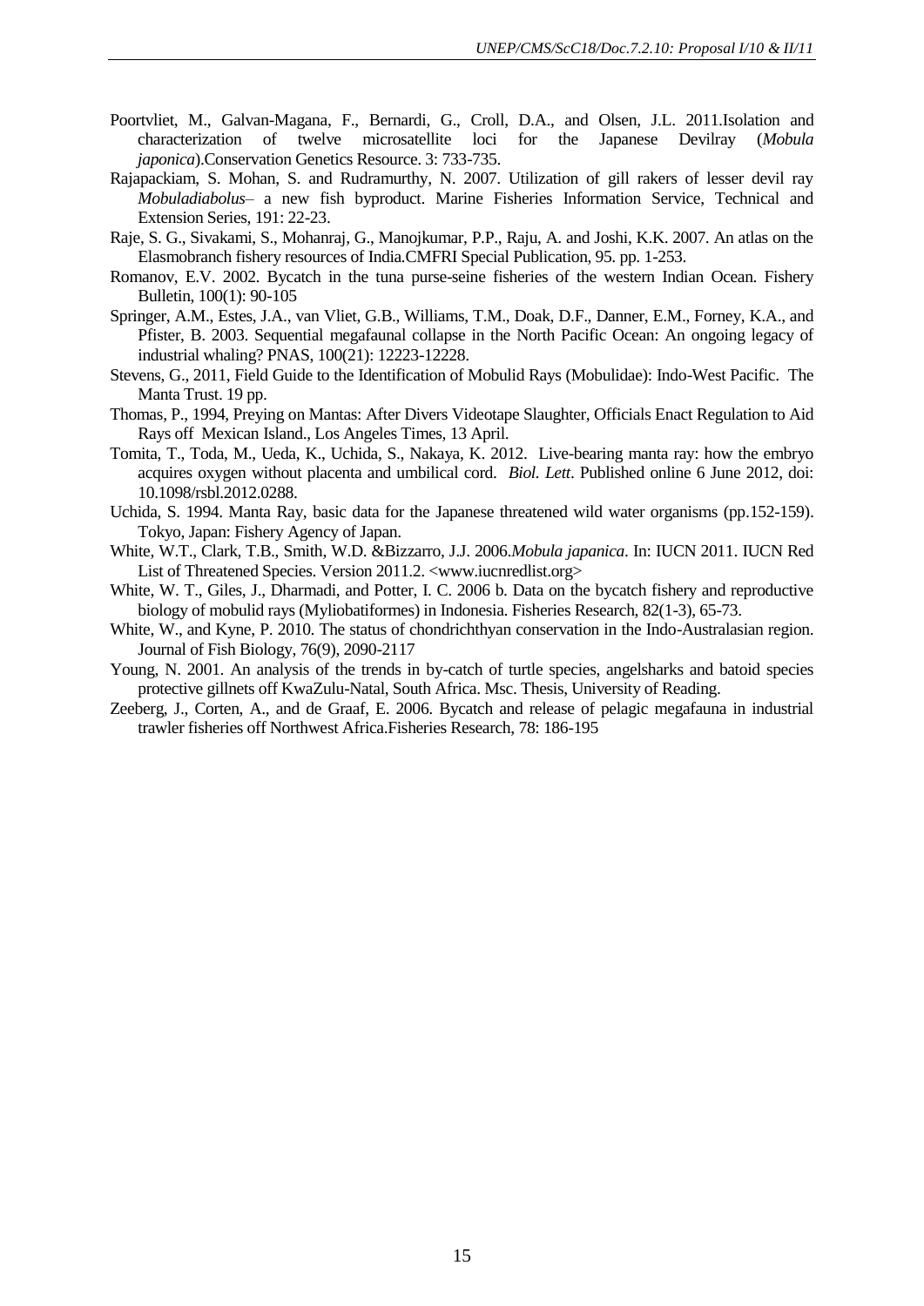Poortvliet, M., Galvan-Magana, F., Bernardi, G., Croll, D.A., and Olsen, J.L. 2011.Isolation and characterization of twelve microsatellite loci for the Japanese Devilray (*Mobula japonica*).Conservation Genetics Resource. 3: 733-735.

Rajapackiam, S. Mohan, S. and Rudramurthy, N. 2007. Utilization of gill rakers of lesser devil ray *Mobuladiabolus*– a new fish byproduct. Marine Fisheries Information Service, Technical and Extension Series, 191: 22-23.

Raje, S. G., Sivakami, S., Mohanraj, G., Manojkumar, P.P., Raju, A. and Joshi, K.K. 2007. An atlas on the Elasmobranch fishery resources of India.CMFRI Special Publication, 95. pp. 1-253.

Romanov, E.V. 2002. Bycatch in the tuna purse-seine fisheries of the western Indian Ocean. Fishery Bulletin, 100(1): 90-105

Springer, A.M., Estes, J.A., van Vliet, G.B., Williams, T.M., Doak, D.F., Danner, E.M., Forney, K.A., and Pfister, B. 2003. Sequential megafaunal collapse in the North Pacific Ocean: An ongoing legacy of industrial whaling? PNAS, 100(21): 12223-12228.

Stevens, G., 2011, Field Guide to the Identification of Mobulid Rays (Mobulidae): Indo-West Pacific. The Manta Trust. 19 pp.

Thomas, P., 1994, Preying on Mantas: After Divers Videotape Slaughter, Officials Enact Regulation to Aid Rays off Mexican Island., Los Angeles Times, 13 April.

Tomita, T., Toda, M., Ueda, K., Uchida, S., Nakaya, K. 2012. Live-bearing manta ray: how the embryo acquires oxygen without placenta and umbilical cord. *Biol. Lett*. Published online 6 June 2012, doi: 10.1098/rsbl.2012.0288.

Uchida, S. 1994. Manta Ray, basic data for the Japanese threatened wild water organisms (pp.152-159). Tokyo, Japan: Fishery Agency of Japan.

White, W.T., Clark, T.B., Smith, W.D. &Bizzarro, J.J. 2006.*Mobula japanica*. In: IUCN 2011. IUCN Red List of Threatened Species. Version 2011.2. <www.iucnredlist.org>

White, W. T., Giles, J., Dharmadi, and Potter, I. C. 2006 b. Data on the bycatch fishery and reproductive biology of mobulid rays (Myliobatiformes) in Indonesia. Fisheries Research, 82(1-3), 65-73.

White, W., and Kyne, P. 2010. The status of chondrichthyan conservation in the Indo-Australasian region. Journal of Fish Biology, 76(9), 2090-2117

Young, N. 2001. An analysis of the trends in by-catch of turtle species, angelsharks and batoid species protective gillnets off KwaZulu-Natal, South Africa. Msc. Thesis, University of Reading.

Zeeberg, J., Corten, A., and de Graaf, E. 2006. Bycatch and release of pelagic megafauna in industrial trawler fisheries off Northwest Africa.Fisheries Research, 78: 186-195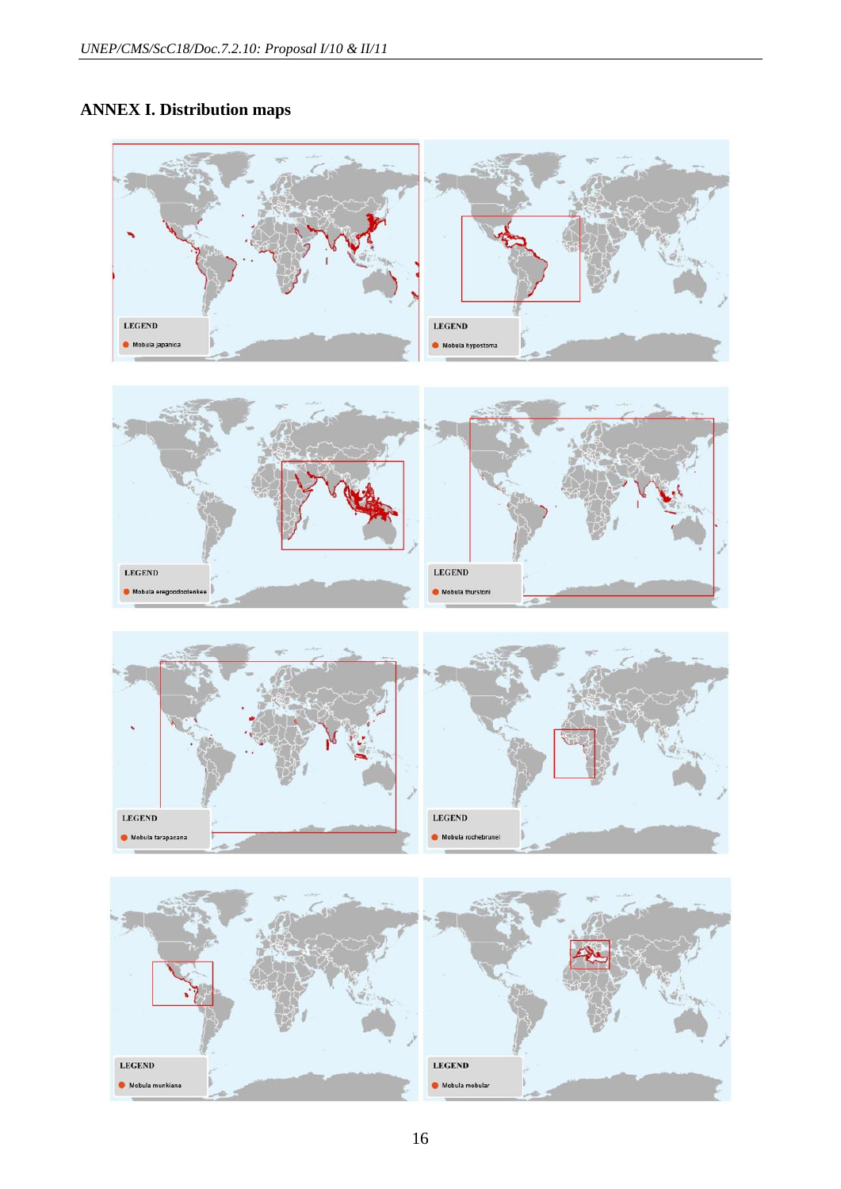# ANNEX I. Distribution maps

LEGEND
Mobula japanica

LEGEND
Mobula hypostoma

LEGEND
Mobula eregoodootenkee

LEGEND
Mobula thurstoni

LEGEND
Mobula tarapacana

LEGEND
Mobula rochebrunei

LEGEND
Mobula munkiana

LEGEND
Mobula mobular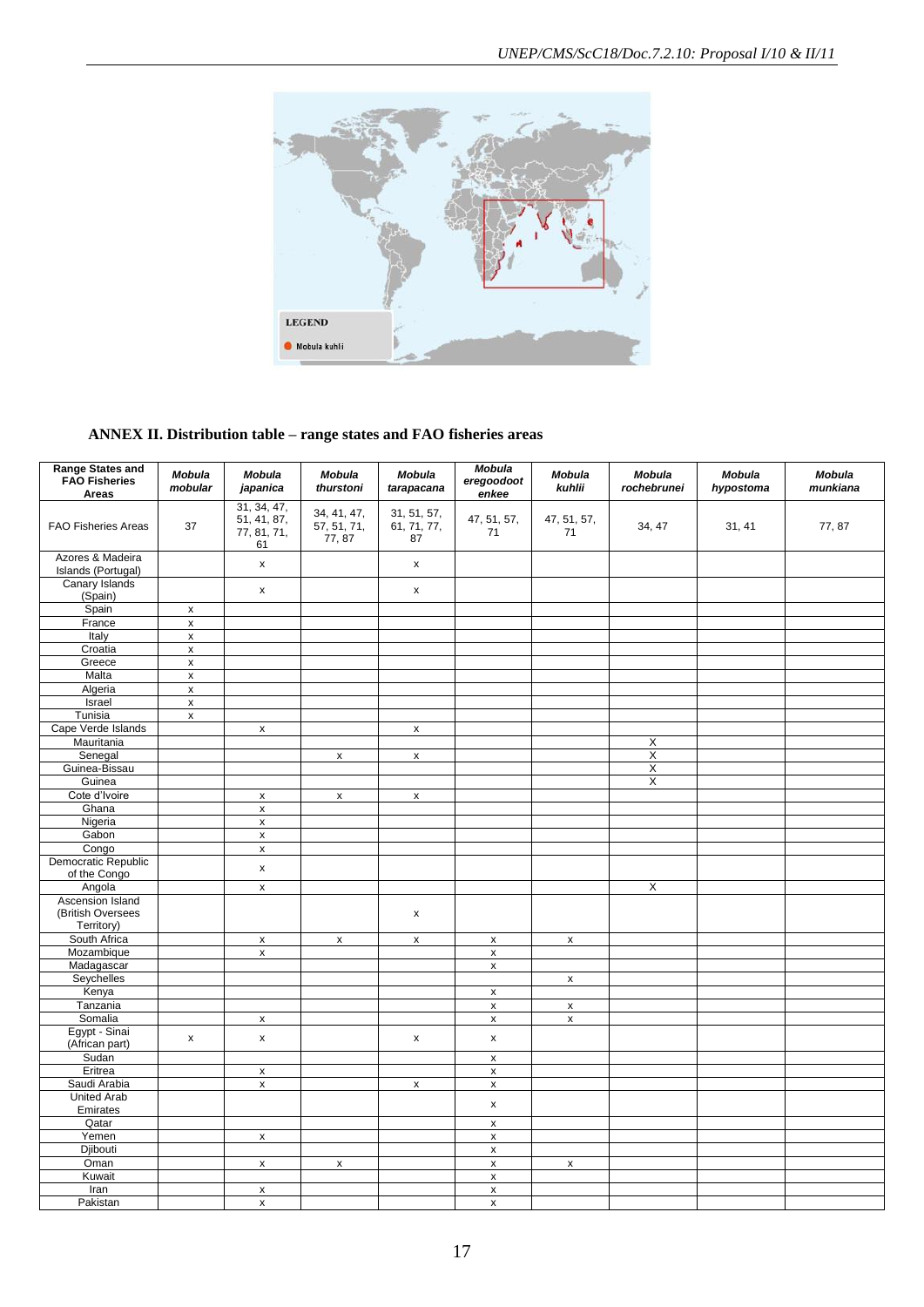LEGEND

Mobula kuhlii

## ANNEX II. Distribution table – range states and FAO fisheries areas

| Range States and FAO Fisheries Areas | *Mobula mobular* | *Mobula japanica* | *Mobula thurstoni* | *Mobula tarapacana* | *Mobula eregoodootenkee* | *Mobula kuhlii* | *Mobula rochebrunei* | *Mobula hypostoma* | *Mobula munkiana* |
|---|---|---|---|---|---|---|---|---|---|
| FAO Fisheries Areas | 37 | 31, 34, 47, 51, 41, 87, 77, 81, 71, 61 | 34, 41, 47, 57, 51, 71, 77, 87 | 31, 51, 57, 61, 71, 77, 87 | 47, 51, 57, 71 | 47, 51, 57, 71 | 34, 47 | 31, 41 | 77, 87 |
| Azores & Madeira Islands (Portugal) | | x | | x | | | | | |
| Canary Islands (Spain) | | x | | x | | | | | |
| Spain | x | | | | | | | | |
| France | x | | | | | | | | |
| Italy | x | | | | | | | | |
| Croatia | x | | | | | | | | |
| Greece | x | | | | | | | | |
| Malta | x | | | | | | | | |
| Algeria | x | | | | | | | | |
| Israel | x | | | | | | | | |
| Tunisia | x | | | | | | | | |
| Cape Verde Islands | | x | | x | | | | | |
| Mauritania | | | | | | | X | | |
| Senegal | | | x | x | | | X | | |
| Guinea-Bissau | | | | | | | X | | |
| Guinea | | | | | | | X | | |
| Cote d'Ivoire | | x | x | x | | | | | |
| Ghana | | x | | | | | | | |
| Nigeria | | x | | | | | | | |
| Gabon | | x | | | | | | | |
| Congo | | x | | | | | | | |
| Democratic Republic of the Congo | | x | | | | | | | |
| Angola | | x | | | | | X | | |
| Ascension Island (British Oversees Territory) | | | | x | | | | | |
| South Africa | | x | x | x | x | x | | | |
| Mozambique | | x | | | x | | | | |
| Madagascar | | | | | x | | | | |
| Seychelles | | | | | | x | | | |
| Kenya | | | | | x | | | | |
| Tanzania | | | | | x | x | | | |
| Somalia | | x | | | x | x | | | |
| Egypt - Sinai (African part) | x | x | | x | x | | | | |
| Sudan | | | | | x | | | | |
| Eritrea | | x | | | x | | | | |
| Saudi Arabia | | x | | x | x | | | | |
| United Arab Emirates | | | | | x | | | | |
| Qatar | | | | | x | | | | |
| Yemen | | x | | | x | | | | |
| Djibouti | | | | | x | | | | |
| Oman | | x | x | | x | x | | | |
| Kuwait | | | | | x | | | | |
| Iran | | x | | | x | | | | |
| Pakistan | | x | | | x | | | | |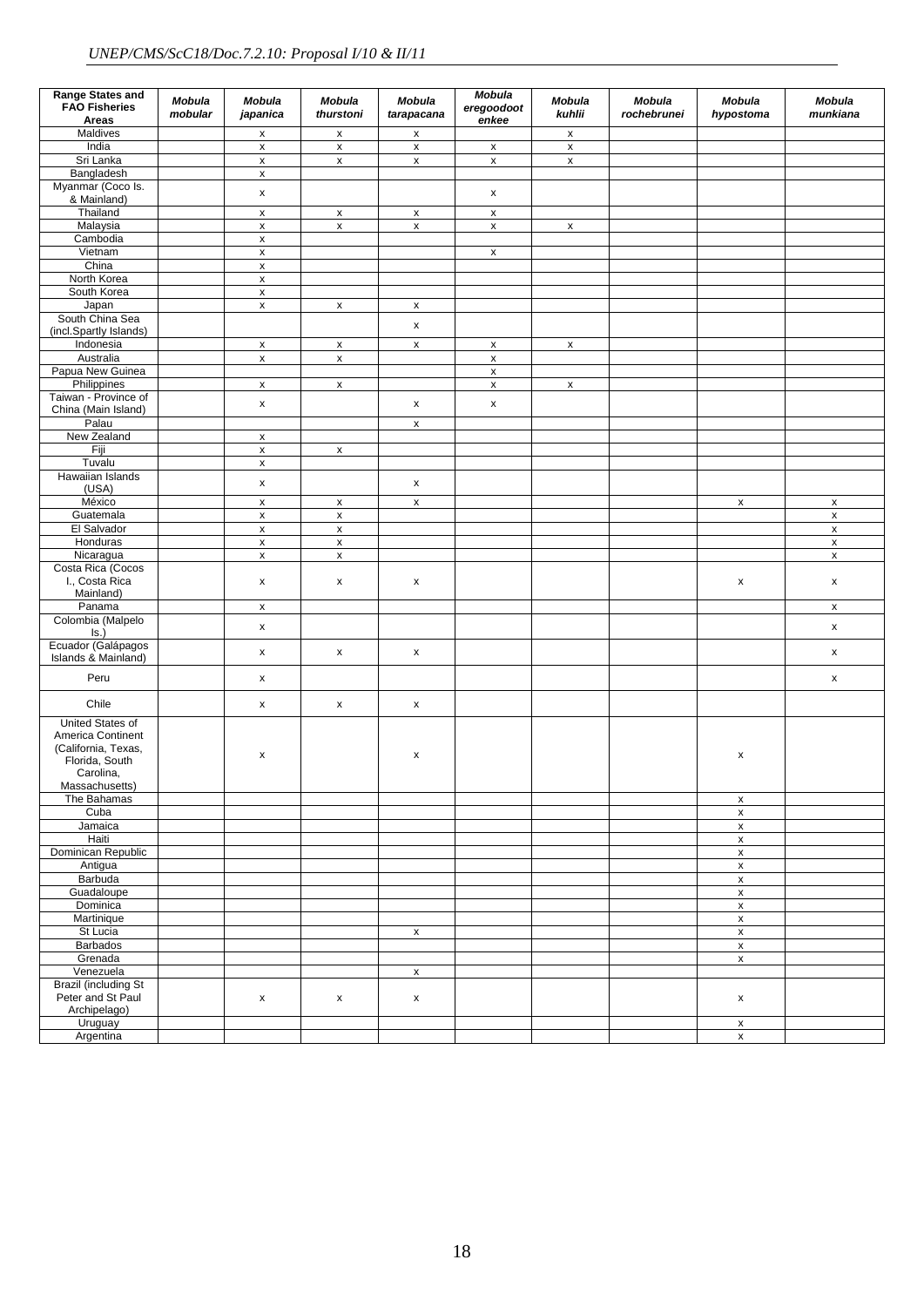| Range States and FAO Fisheries Areas | *Mobula mobular* | *Mobula japanica* | *Mobula thurstoni* | *Mobula tarapacana* | *Mobula eregoodootenkee* | *Mobula kuhlii* | *Mobula rochebrunei* | *Mobula hypostoma* | *Mobula munkiana* |
|---|---|---|---|---|---|---|---|---|---|
| Maldives | | x | x | x | | x | | | |
| India | | x | x | x | x | x | | | |
| Sri Lanka | | x | x | x | x | x | | | |
| Bangladesh | | x | | | | | | | |
| Myanmar (Coco Is. & Mainland) | | x | | | x | | | | |
| Thailand | | x | x | x | x | | | | |
| Malaysia | | x | x | x | x | x | | | |
| Cambodia | | x | | | | | | | |
| Vietnam | | x | | | x | | | | |
| China | | x | | | | | | | |
| North Korea | | x | | | | | | | |
| South Korea | | x | | | | | | | |
| Japan | | x | x | x | | | | | |
| South China Sea (incl.Spartly Islands) | | | | x | | | | | |
| Indonesia | | x | x | x | x | x | | | |
| Australia | | x | x | | x | | | | |
| Papua New Guinea | | | | | x | | | | |
| Philippines | | x | x | | x | x | | | |
| Taiwan - Province of China (Main Island) | | x | | x | x | | | | |
| Palau | | | | x | | | | | |
| New Zealand | | x | | | | | | | |
| Fiji | | x | x | | | | | | |
| Tuvalu | | x | | | | | | | |
| Hawaiian Islands (USA) | | x | | x | | | | | |
| México | | x | x | x | | | | x | x |
| Guatemala | | x | x | | | | | | x |
| El Salvador | | x | x | | | | | | x |
| Honduras | | x | x | | | | | | x |
| Nicaragua | | x | x | | | | | | x |
| Costa Rica (Cocos I., Costa Rica Mainland) | | x | x | x | | | | x | x |
| Panama | | x | | | | | | | x |
| Colombia (Malpelo Is.) | | x | | | | | | | x |
| Ecuador (Galápagos Islands & Mainland) | | x | x | x | | | | | x |
| Peru | | x | | | | | | | x |
| Chile | | x | x | x | | | | | |
| United States of America Continent (California, Texas, Florida, South Carolina, Massachusetts) | | x | | x | | | | x | |
| The Bahamas | | | | | | | | x | |
| Cuba | | | | | | | | x | |
| Jamaica | | | | | | | | x | |
| Haiti | | | | | | | | x | |
| Dominican Republic | | | | | | | | x | |
| Antigua | | | | | | | | x | |
| Barbuda | | | | | | | | x | |
| Guadaloupe | | | | | | | | x | |
| Dominica | | | | | | | | x | |
| Martinique | | | | | | | | x | |
| St Lucia | | | | x | | | | x | |
| Barbados | | | | | | | | x | |
| Grenada | | | | | | | | x | |
| Venezuela | | | | x | | | | | |
| Brazil (including St Peter and St Paul Archipelago) | | x | x | x | | | | x | |
| Uruguay | | | | | | | | x | |
| Argentina | | | | | | | | x | |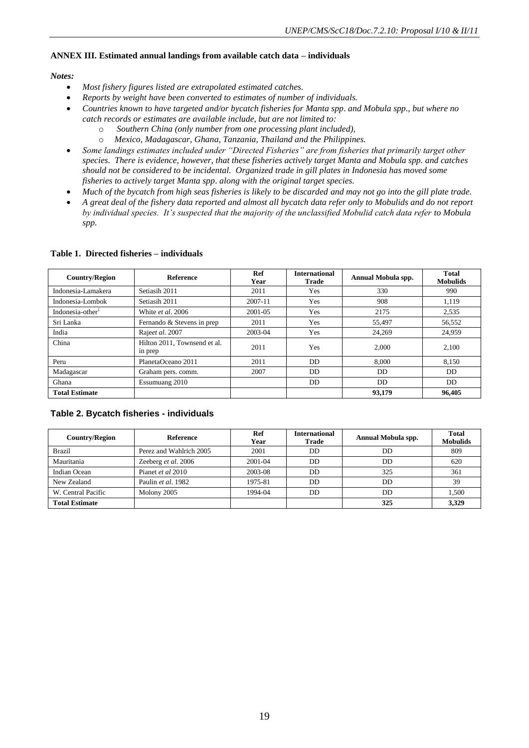### ANNEX III. Estimated annual landings from available catch data – individuals

*Notes:*

- *Most fishery figures listed are extrapolated estimated catches.*
- *Reports by weight have been converted to estimates of number of individuals.*
- *Countries known to have targeted and/or bycatch fisheries for Manta spp. and Mobula spp., but where no catch records or estimates are available include, but are not limited to:*
  - *Southern China (only number from one processing plant included),*
  - *Mexico, Madagascar, Ghana, Tanzania, Thailand and the Philippines.*
- *Some landings estimates included under "Directed Fisheries" are from fisheries that primarily target other species. There is evidence, however, that these fisheries actively target Manta and Mobula spp. and catches should not be considered to be incidental. Organized trade in gill plates in Indonesia has moved some fisheries to actively target Manta spp. along with the original target species.*
- *Much of the bycatch from high seas fisheries is likely to be discarded and may not go into the gill plate trade.*
- *A great deal of the fishery data reported and almost all bycatch data refer only to Mobulids and do not report by individual species. It's suspected that the majority of the unclassified Mobulid catch data refer to Mobula spp.*

**Table 1. Directed fisheries – individuals**

| Country/Region | Reference | Ref Year | International Trade | Annual Mobula spp. | Total Mobulids |
|---|---|---|---|---|---|
| Indonesia-Lamakera | Setiasih 2011 | 2011 | Yes | 330 | 990 |
| Indonesia-Lombok | Setiasih 2011 | 2007-11 | Yes | 908 | 1,119 |
| Indonesia-other[1] | White *et al*. 2006 | 2001-05 | Yes | 2175 | 2,535 |
| Sri Lanka | Fernando & Stevens in prep | 2011 | Yes | 55,497 | 56,552 |
| India | Raje*et al*. 2007 | 2003-04 | Yes | 24,269 | 24,959 |
| China | Hilton 2011, Townsend et al. in prep | 2011 | Yes | 2,000 | 2,100 |
| Peru | PlanetaOceano 2011 | 2011 | DD | 8,000 | 8,150 |
| Madagascar | Graham pers. comm. | 2007 | DD | DD | DD |
| Ghana | Essumuang 2010 | | DD | DD | DD |
| **Total Estimate** | | | | **93,179** | **96,405** |

**Table 2. Bycatch fisheries - individuals**

| Country/Region | Reference | Ref Year | International Trade | Annual Mobula spp. | Total Mobulids |
|---|---|---|---|---|---|
| Brazil | Perez and Wahlrich 2005 | 2001 | DD | DD | 809 |
| Mauritania | Zeeberg *et al*. 2006 | 2001-04 | DD | DD | 620 |
| Indian Ocean | Pianet *et al* 2010 | 2003-08 | DD | 325 | 361 |
| New Zealand | Paulin *et al*. 1982 | 1975-81 | DD | DD | 39 |
| W. Central Pacific | Molony 2005 | 1994-04 | DD | DD | 1,500 |
| **Total Estimate** | | | | **325** | **3,329** |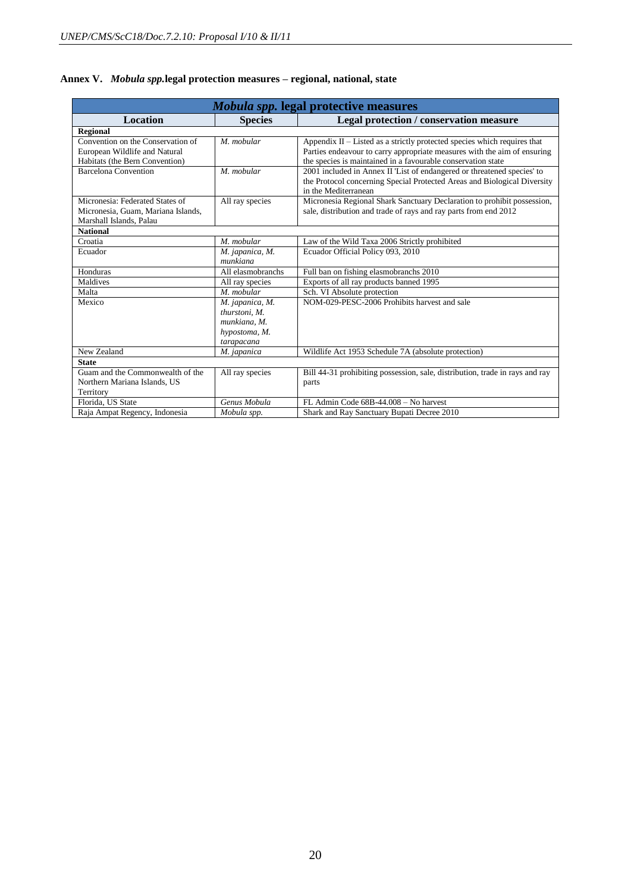## Annex V. *Mobula spp.* legal protection measures – regional, national, state

| *Mobula spp.* legal protective measures | | |
|---|---|---|
| **Location** | **Species** | **Legal protection / conservation measure** |
| **Regional** | | |
| Convention on the Conservation of European Wildlife and Natural Habitats (the Bern Convention) | *M. mobular* | Appendix II – Listed as a strictly protected species which requires that Parties endeavour to carry appropriate measures with the aim of ensuring the species is maintained in a favourable conservation state |
| Barcelona Convention | *M. mobular* | 2001 included in Annex II 'List of endangered or threatened species' to the Protocol concerning Special Protected Areas and Biological Diversity in the Mediterranean |
| Micronesia: Federated States of Micronesia, Guam, Mariana Islands, Marshall Islands, Palau | All ray species | Micronesia Regional Shark Sanctuary Declaration to prohibit possession, sale, distribution and trade of rays and ray parts from end 2012 |
| **National** | | |
| Croatia | *M. mobular* | Law of the Wild Taxa 2006 Strictly prohibited |
| Ecuador | *M. japanica, M. munkiana* | Ecuador Official Policy 093, 2010 |
| Honduras | All elasmobranchs | Full ban on fishing elasmobranchs 2010 |
| Maldives | All ray species | Exports of all ray products banned 1995 |
| Malta | *M. mobular* | Sch. VI Absolute protection |
| Mexico | *M. japanica, M. thurstoni, M. munkiana, M. hypostoma, M. tarapacana* | NOM-029-PESC-2006 Prohibits harvest and sale |
| New Zealand | *M. japanica* | Wildlife Act 1953 Schedule 7A (absolute protection) |
| **State** | | |
| Guam and the Commonwealth of the Northern Mariana Islands, US Territory | All ray species | Bill 44-31 prohibiting possession, sale, distribution, trade in rays and ray parts |
| Florida, US State | *Genus Mobula* | FL Admin Code 68B-44.008 – No harvest |
| Raja Ampat Regency, Indonesia | *Mobula spp.* | Shark and Ray Sanctuary Bupati Decree 2010 |